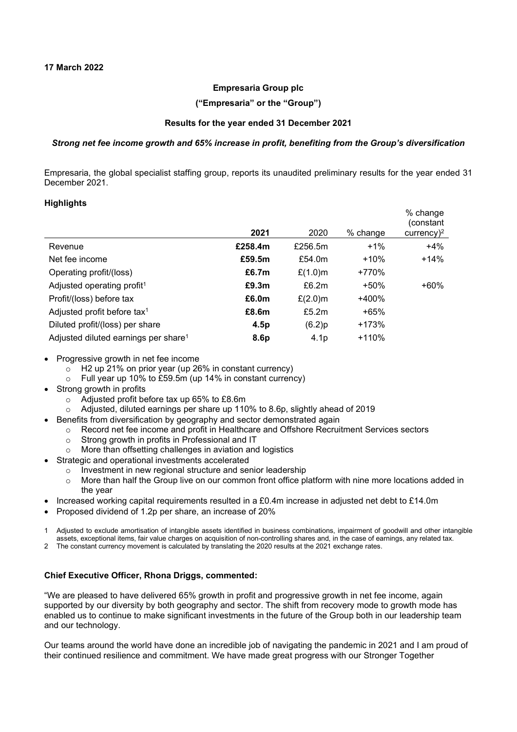**17 March 2022**

**Empresaria Group plc**

**("Empresaria" or the "Group")**

**Results for the year ended 31 December 2021**

***Strong net fee income growth and 65% increase in profit, benefiting from the Group's diversification***

Empresaria, the global specialist staffing group, reports its unaudited preliminary results for the year ended 31 December 2021.

**Highlights**

| | **2021** | 2020 | % change | % change (constant currency)[2] |
|---|---|---|---|---|
| Revenue | **£258.4m** | £256.5m | +1% | +4% |
| Net fee income | **£59.5m** | £54.0m | +10% | +14% |
| Operating profit/(loss) | **£6.7m** | £(1.0)m | +770% | |
| Adjusted operating profit[1] | **£9.3m** | £6.2m | +50% | +60% |
| Profit/(loss) before tax | **£6.0m** | £(2.0)m | +400% | |
| Adjusted profit before tax[1] | **£8.6m** | £5.2m | +65% | |
| Diluted profit/(loss) per share | **4.5p** | (6.2)p | +173% | |
| Adjusted diluted earnings per share[1] | **8.6p** | 4.1p | +110% | |

- Progressive growth in net fee income
  - H2 up 21% on prior year (up 26% in constant currency)
  - Full year up 10% to £59.5m (up 14% in constant currency)
- Strong growth in profits
  - Adjusted profit before tax up 65% to £8.6m
  - Adjusted, diluted earnings per share up 110% to 8.6p, slightly ahead of 2019
- Benefits from diversification by geography and sector demonstrated again
  - Record net fee income and profit in Healthcare and Offshore Recruitment Services sectors
  - Strong growth in profits in Professional and IT
  - More than offsetting challenges in aviation and logistics
- Strategic and operational investments accelerated
  - Investment in new regional structure and senior leadership
  - More than half the Group live on our common front office platform with nine more locations added in the year
- Increased working capital requirements resulted in a £0.4m increase in adjusted net debt to £14.0m
- Proposed dividend of 1.2p per share, an increase of 20%

1 Adjusted to exclude amortisation of intangible assets identified in business combinations, impairment of goodwill and other intangible assets, exceptional items, fair value charges on acquisition of non-controlling shares and, in the case of earnings, any related tax.
2 The constant currency movement is calculated by translating the 2020 results at the 2021 exchange rates.

**Chief Executive Officer, Rhona Driggs, commented:**

"We are pleased to have delivered 65% growth in profit and progressive growth in net fee income, again supported by our diversity by both geography and sector. The shift from recovery mode to growth mode has enabled us to continue to make significant investments in the future of the Group both in our leadership team and our technology.

Our teams around the world have done an incredible job of navigating the pandemic in 2021 and I am proud of their continued resilience and commitment. We have made great progress with our Stronger Together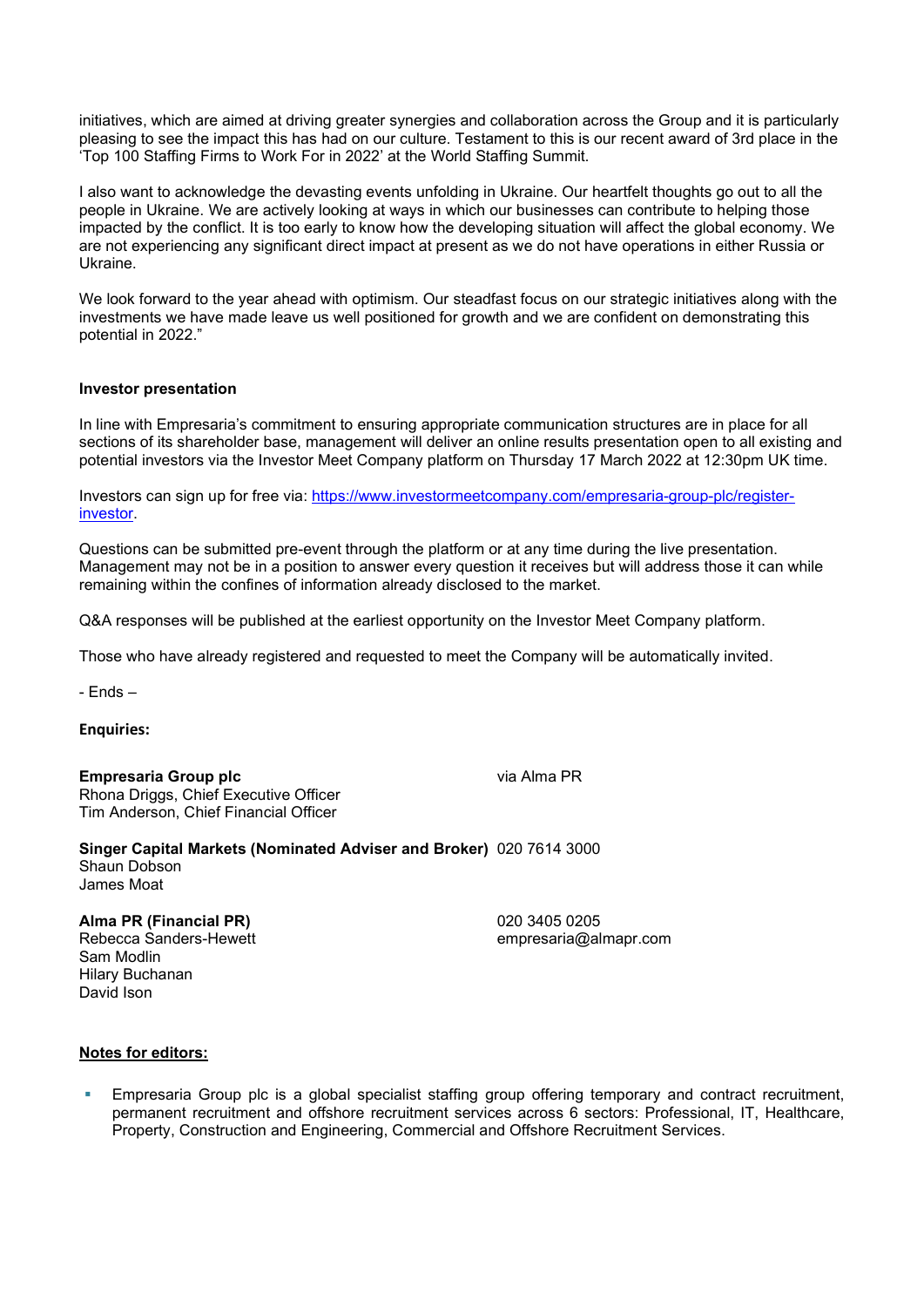initiatives, which are aimed at driving greater synergies and collaboration across the Group and it is particularly pleasing to see the impact this has had on our culture. Testament to this is our recent award of 3rd place in the 'Top 100 Staffing Firms to Work For in 2022' at the World Staffing Summit.

I also want to acknowledge the devasting events unfolding in Ukraine. Our heartfelt thoughts go out to all the people in Ukraine. We are actively looking at ways in which our businesses can contribute to helping those impacted by the conflict. It is too early to know how the developing situation will affect the global economy. We are not experiencing any significant direct impact at present as we do not have operations in either Russia or Ukraine.

We look forward to the year ahead with optimism. Our steadfast focus on our strategic initiatives along with the investments we have made leave us well positioned for growth and we are confident on demonstrating this potential in 2022."

**Investor presentation**

In line with Empresaria's commitment to ensuring appropriate communication structures are in place for all sections of its shareholder base, management will deliver an online results presentation open to all existing and potential investors via the Investor Meet Company platform on Thursday 17 March 2022 at 12:30pm UK time.

Investors can sign up for free via: [https://www.investormeetcompany.com/empresaria-group-plc/register-investor](https://www.investormeetcompany.com/empresaria-group-plc/register-investor).

Questions can be submitted pre-event through the platform or at any time during the live presentation. Management may not be in a position to answer every question it receives but will address those it can while remaining within the confines of information already disclosed to the market.

Q&A responses will be published at the earliest opportunity on the Investor Meet Company platform.

Those who have already registered and requested to meet the Company will be automatically invited.

- Ends –

**Enquiries:**

| | |
|---|---|
| **Empresaria Group plc**<br>Rhona Driggs, Chief Executive Officer<br>Tim Anderson, Chief Financial Officer | via Alma PR |
| **Singer Capital Markets (Nominated Adviser and Broker)**<br>Shaun Dobson<br>James Moat | 020 7614 3000 |
| **Alma PR (Financial PR)**<br>Rebecca Sanders-Hewett<br>Sam Modlin<br>Hilary Buchanan<br>David Ison | 020 3405 0205<br>empresaria@almapr.com |

**Notes for editors:**

- Empresaria Group plc is a global specialist staffing group offering temporary and contract recruitment, permanent recruitment and offshore recruitment services across 6 sectors: Professional, IT, Healthcare, Property, Construction and Engineering, Commercial and Offshore Recruitment Services.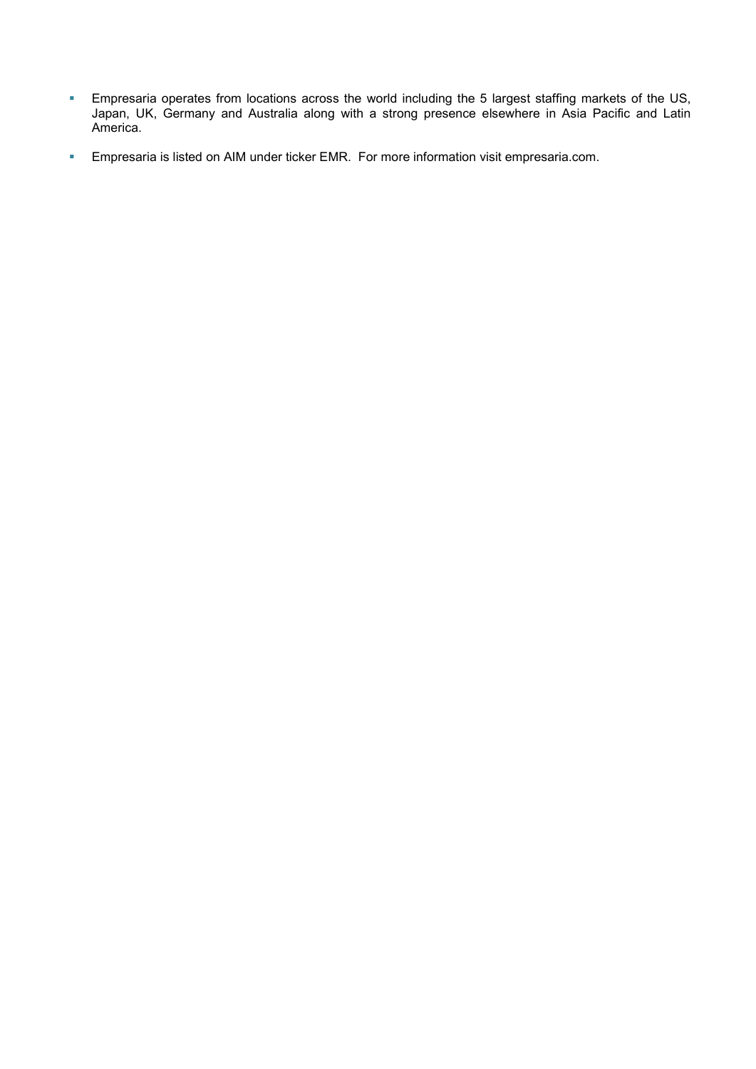- Empresaria operates from locations across the world including the 5 largest staffing markets of the US, Japan, UK, Germany and Australia along with a strong presence elsewhere in Asia Pacific and Latin America.
- Empresaria is listed on AIM under ticker EMR. For more information visit empresaria.com.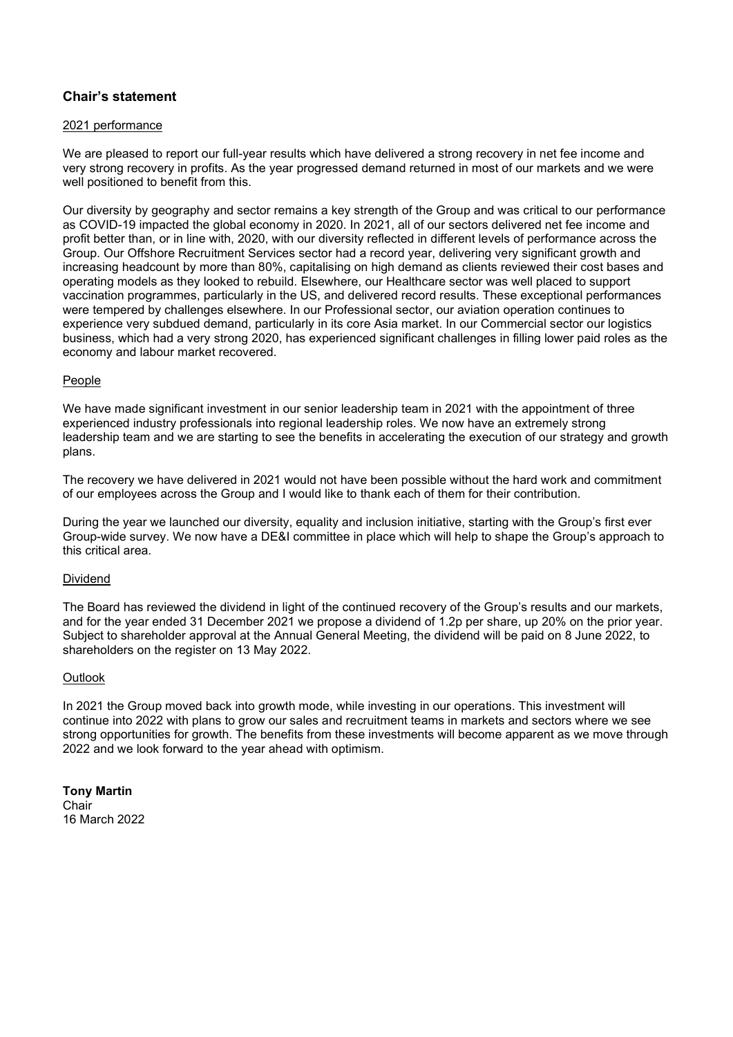## Chair's statement

### 2021 performance

We are pleased to report our full-year results which have delivered a strong recovery in net fee income and very strong recovery in profits. As the year progressed demand returned in most of our markets and we were well positioned to benefit from this.

Our diversity by geography and sector remains a key strength of the Group and was critical to our performance as COVID-19 impacted the global economy in 2020. In 2021, all of our sectors delivered net fee income and profit better than, or in line with, 2020, with our diversity reflected in different levels of performance across the Group. Our Offshore Recruitment Services sector had a record year, delivering very significant growth and increasing headcount by more than 80%, capitalising on high demand as clients reviewed their cost bases and operating models as they looked to rebuild. Elsewhere, our Healthcare sector was well placed to support vaccination programmes, particularly in the US, and delivered record results. These exceptional performances were tempered by challenges elsewhere. In our Professional sector, our aviation operation continues to experience very subdued demand, particularly in its core Asia market. In our Commercial sector our logistics business, which had a very strong 2020, has experienced significant challenges in filling lower paid roles as the economy and labour market recovered.

### People

We have made significant investment in our senior leadership team in 2021 with the appointment of three experienced industry professionals into regional leadership roles. We now have an extremely strong leadership team and we are starting to see the benefits in accelerating the execution of our strategy and growth plans.

The recovery we have delivered in 2021 would not have been possible without the hard work and commitment of our employees across the Group and I would like to thank each of them for their contribution.

During the year we launched our diversity, equality and inclusion initiative, starting with the Group's first ever Group-wide survey. We now have a DE&I committee in place which will help to shape the Group's approach to this critical area.

### Dividend

The Board has reviewed the dividend in light of the continued recovery of the Group's results and our markets, and for the year ended 31 December 2021 we propose a dividend of 1.2p per share, up 20% on the prior year. Subject to shareholder approval at the Annual General Meeting, the dividend will be paid on 8 June 2022, to shareholders on the register on 13 May 2022.

### Outlook

In 2021 the Group moved back into growth mode, while investing in our operations. This investment will continue into 2022 with plans to grow our sales and recruitment teams in markets and sectors where we see strong opportunities for growth. The benefits from these investments will become apparent as we move through 2022 and we look forward to the year ahead with optimism.

**Tony Martin**
Chair
16 March 2022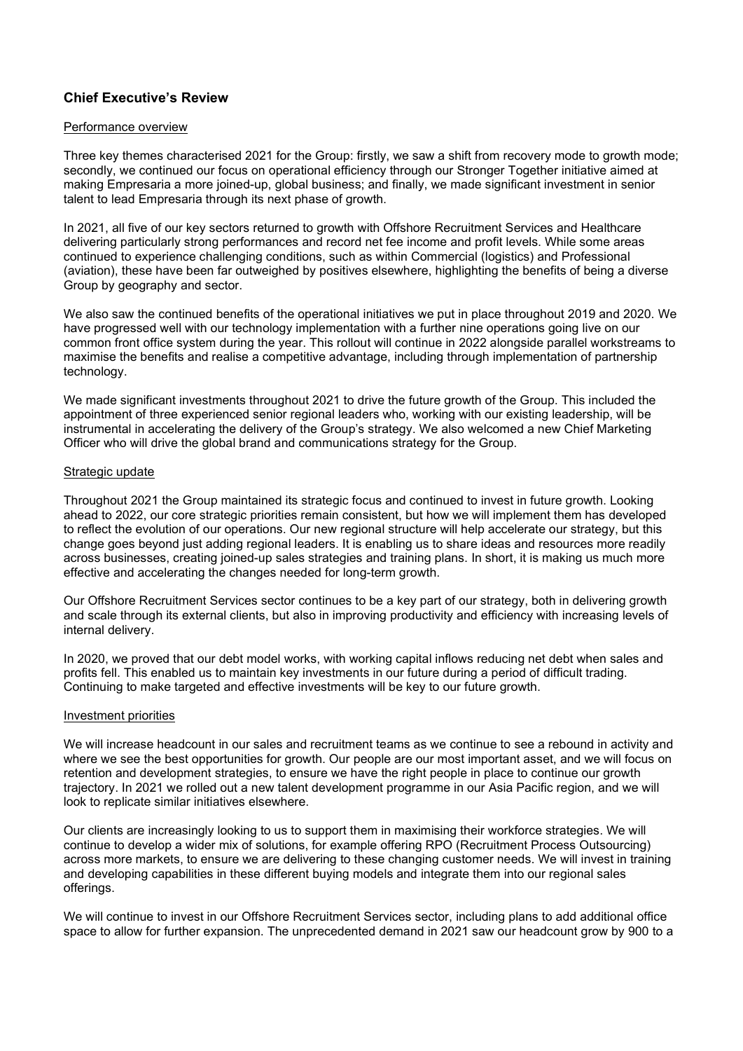## Chief Executive's Review

### Performance overview

Three key themes characterised 2021 for the Group: firstly, we saw a shift from recovery mode to growth mode; secondly, we continued our focus on operational efficiency through our Stronger Together initiative aimed at making Empresaria a more joined-up, global business; and finally, we made significant investment in senior talent to lead Empresaria through its next phase of growth.

In 2021, all five of our key sectors returned to growth with Offshore Recruitment Services and Healthcare delivering particularly strong performances and record net fee income and profit levels. While some areas continued to experience challenging conditions, such as within Commercial (logistics) and Professional (aviation), these have been far outweighed by positives elsewhere, highlighting the benefits of being a diverse Group by geography and sector.

We also saw the continued benefits of the operational initiatives we put in place throughout 2019 and 2020. We have progressed well with our technology implementation with a further nine operations going live on our common front office system during the year. This rollout will continue in 2022 alongside parallel workstreams to maximise the benefits and realise a competitive advantage, including through implementation of partnership technology.

We made significant investments throughout 2021 to drive the future growth of the Group. This included the appointment of three experienced senior regional leaders who, working with our existing leadership, will be instrumental in accelerating the delivery of the Group's strategy. We also welcomed a new Chief Marketing Officer who will drive the global brand and communications strategy for the Group.

### Strategic update

Throughout 2021 the Group maintained its strategic focus and continued to invest in future growth. Looking ahead to 2022, our core strategic priorities remain consistent, but how we will implement them has developed to reflect the evolution of our operations. Our new regional structure will help accelerate our strategy, but this change goes beyond just adding regional leaders. It is enabling us to share ideas and resources more readily across businesses, creating joined-up sales strategies and training plans. In short, it is making us much more effective and accelerating the changes needed for long-term growth.

Our Offshore Recruitment Services sector continues to be a key part of our strategy, both in delivering growth and scale through its external clients, but also in improving productivity and efficiency with increasing levels of internal delivery.

In 2020, we proved that our debt model works, with working capital inflows reducing net debt when sales and profits fell. This enabled us to maintain key investments in our future during a period of difficult trading. Continuing to make targeted and effective investments will be key to our future growth.

### Investment priorities

We will increase headcount in our sales and recruitment teams as we continue to see a rebound in activity and where we see the best opportunities for growth. Our people are our most important asset, and we will focus on retention and development strategies, to ensure we have the right people in place to continue our growth trajectory. In 2021 we rolled out a new talent development programme in our Asia Pacific region, and we will look to replicate similar initiatives elsewhere.

Our clients are increasingly looking to us to support them in maximising their workforce strategies. We will continue to develop a wider mix of solutions, for example offering RPO (Recruitment Process Outsourcing) across more markets, to ensure we are delivering to these changing customer needs. We will invest in training and developing capabilities in these different buying models and integrate them into our regional sales offerings.

We will continue to invest in our Offshore Recruitment Services sector, including plans to add additional office space to allow for further expansion. The unprecedented demand in 2021 saw our headcount grow by 900 to a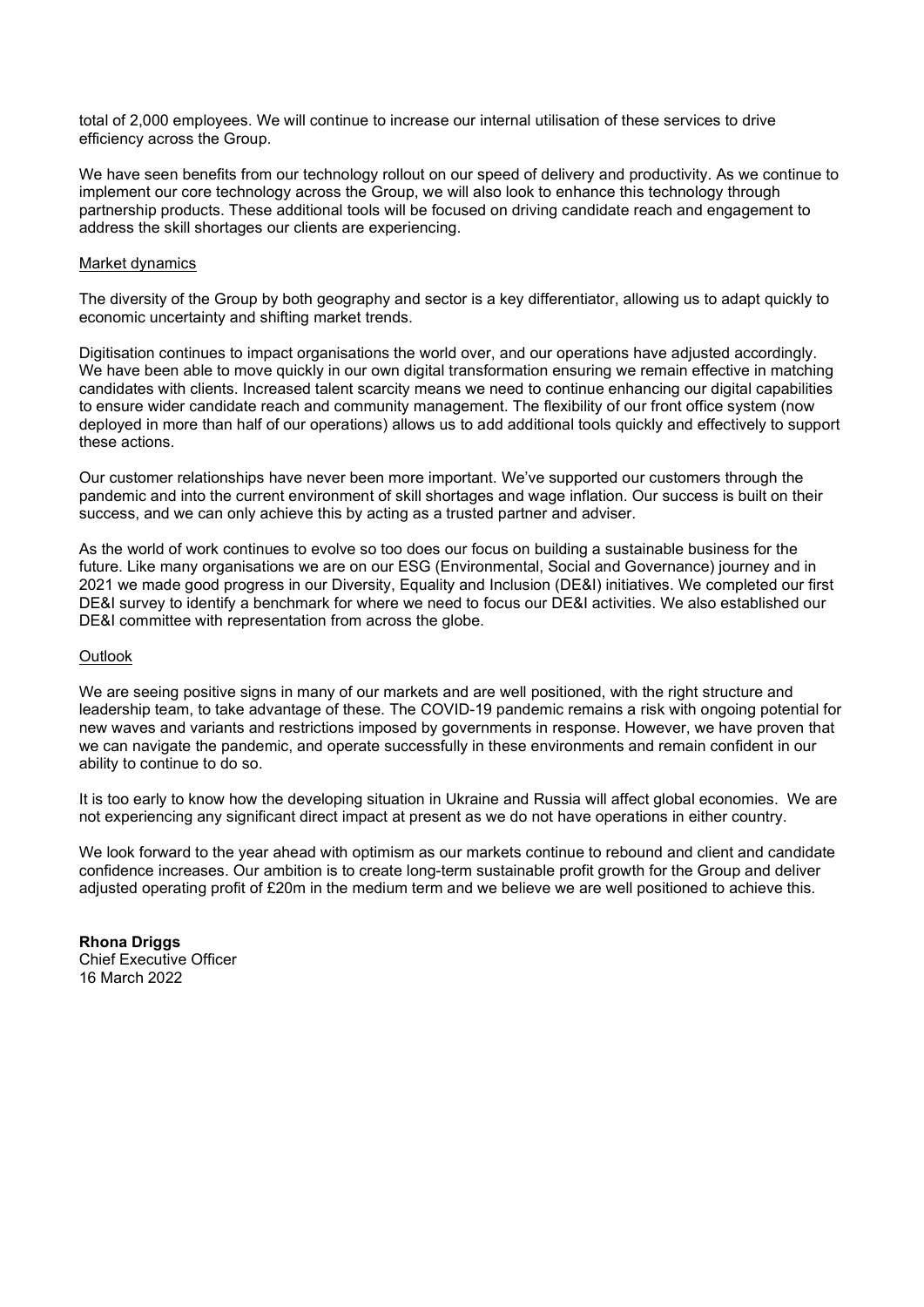total of 2,000 employees. We will continue to increase our internal utilisation of these services to drive efficiency across the Group.

We have seen benefits from our technology rollout on our speed of delivery and productivity. As we continue to implement our core technology across the Group, we will also look to enhance this technology through partnership products. These additional tools will be focused on driving candidate reach and engagement to address the skill shortages our clients are experiencing.

## Market dynamics

The diversity of the Group by both geography and sector is a key differentiator, allowing us to adapt quickly to economic uncertainty and shifting market trends.

Digitisation continues to impact organisations the world over, and our operations have adjusted accordingly. We have been able to move quickly in our own digital transformation ensuring we remain effective in matching candidates with clients. Increased talent scarcity means we need to continue enhancing our digital capabilities to ensure wider candidate reach and community management. The flexibility of our front office system (now deployed in more than half of our operations) allows us to add additional tools quickly and effectively to support these actions.

Our customer relationships have never been more important. We've supported our customers through the pandemic and into the current environment of skill shortages and wage inflation. Our success is built on their success, and we can only achieve this by acting as a trusted partner and adviser.

As the world of work continues to evolve so too does our focus on building a sustainable business for the future. Like many organisations we are on our ESG (Environmental, Social and Governance) journey and in 2021 we made good progress in our Diversity, Equality and Inclusion (DE&I) initiatives. We completed our first DE&I survey to identify a benchmark for where we need to focus our DE&I activities. We also established our DE&I committee with representation from across the globe.

## Outlook

We are seeing positive signs in many of our markets and are well positioned, with the right structure and leadership team, to take advantage of these. The COVID-19 pandemic remains a risk with ongoing potential for new waves and variants and restrictions imposed by governments in response. However, we have proven that we can navigate the pandemic, and operate successfully in these environments and remain confident in our ability to continue to do so.

It is too early to know how the developing situation in Ukraine and Russia will affect global economies. We are not experiencing any significant direct impact at present as we do not have operations in either country.

We look forward to the year ahead with optimism as our markets continue to rebound and client and candidate confidence increases. Our ambition is to create long-term sustainable profit growth for the Group and deliver adjusted operating profit of £20m in the medium term and we believe we are well positioned to achieve this.

**Rhona Driggs**
Chief Executive Officer
16 March 2022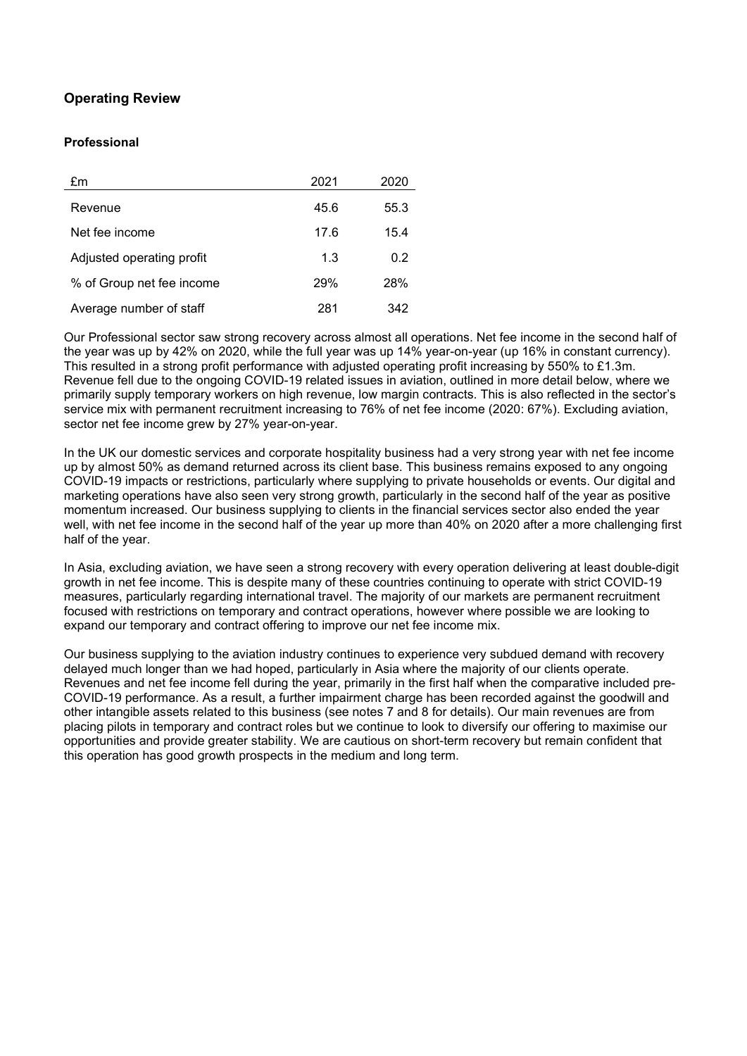## Operating Review

### Professional

| £m | 2021 | 2020 |
|---|---|---|
| Revenue | 45.6 | 55.3 |
| Net fee income | 17.6 | 15.4 |
| Adjusted operating profit | 1.3 | 0.2 |
| % of Group net fee income | 29% | 28% |
| Average number of staff | 281 | 342 |

Our Professional sector saw strong recovery across almost all operations. Net fee income in the second half of the year was up by 42% on 2020, while the full year was up 14% year-on-year (up 16% in constant currency). This resulted in a strong profit performance with adjusted operating profit increasing by 550% to £1.3m. Revenue fell due to the ongoing COVID-19 related issues in aviation, outlined in more detail below, where we primarily supply temporary workers on high revenue, low margin contracts. This is also reflected in the sector's service mix with permanent recruitment increasing to 76% of net fee income (2020: 67%). Excluding aviation, sector net fee income grew by 27% year-on-year.

In the UK our domestic services and corporate hospitality business had a very strong year with net fee income up by almost 50% as demand returned across its client base. This business remains exposed to any ongoing COVID-19 impacts or restrictions, particularly where supplying to private households or events. Our digital and marketing operations have also seen very strong growth, particularly in the second half of the year as positive momentum increased. Our business supplying to clients in the financial services sector also ended the year well, with net fee income in the second half of the year up more than 40% on 2020 after a more challenging first half of the year.

In Asia, excluding aviation, we have seen a strong recovery with every operation delivering at least double-digit growth in net fee income. This is despite many of these countries continuing to operate with strict COVID-19 measures, particularly regarding international travel. The majority of our markets are permanent recruitment focused with restrictions on temporary and contract operations, however where possible we are looking to expand our temporary and contract offering to improve our net fee income mix.

Our business supplying to the aviation industry continues to experience very subdued demand with recovery delayed much longer than we had hoped, particularly in Asia where the majority of our clients operate. Revenues and net fee income fell during the year, primarily in the first half when the comparative included pre-COVID-19 performance. As a result, a further impairment charge has been recorded against the goodwill and other intangible assets related to this business (see notes 7 and 8 for details). Our main revenues are from placing pilots in temporary and contract roles but we continue to look to diversify our offering to maximise our opportunities and provide greater stability. We are cautious on short-term recovery but remain confident that this operation has good growth prospects in the medium and long term.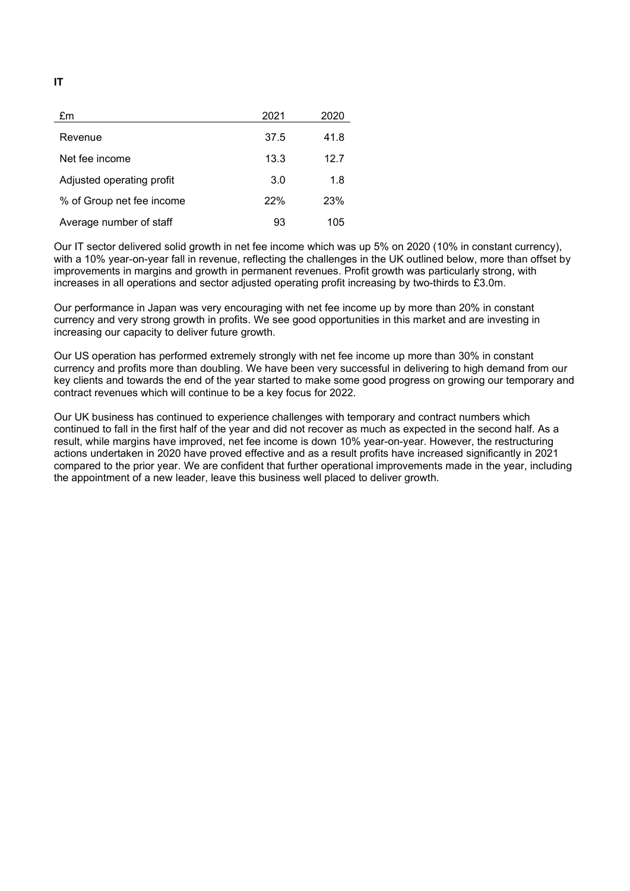**IT**

| £m | 2021 | 2020 |
|---|---|---|
| Revenue | 37.5 | 41.8 |
| Net fee income | 13.3 | 12.7 |
| Adjusted operating profit | 3.0 | 1.8 |
| % of Group net fee income | 22% | 23% |
| Average number of staff | 93 | 105 |

Our IT sector delivered solid growth in net fee income which was up 5% on 2020 (10% in constant currency), with a 10% year-on-year fall in revenue, reflecting the challenges in the UK outlined below, more than offset by improvements in margins and growth in permanent revenues. Profit growth was particularly strong, with increases in all operations and sector adjusted operating profit increasing by two-thirds to £3.0m.

Our performance in Japan was very encouraging with net fee income up by more than 20% in constant currency and very strong growth in profits. We see good opportunities in this market and are investing in increasing our capacity to deliver future growth.

Our US operation has performed extremely strongly with net fee income up more than 30% in constant currency and profits more than doubling. We have been very successful in delivering to high demand from our key clients and towards the end of the year started to make some good progress on growing our temporary and contract revenues which will continue to be a key focus for 2022.

Our UK business has continued to experience challenges with temporary and contract numbers which continued to fall in the first half of the year and did not recover as much as expected in the second half. As a result, while margins have improved, net fee income is down 10% year-on-year. However, the restructuring actions undertaken in 2020 have proved effective and as a result profits have increased significantly in 2021 compared to the prior year. We are confident that further operational improvements made in the year, including the appointment of a new leader, leave this business well placed to deliver growth.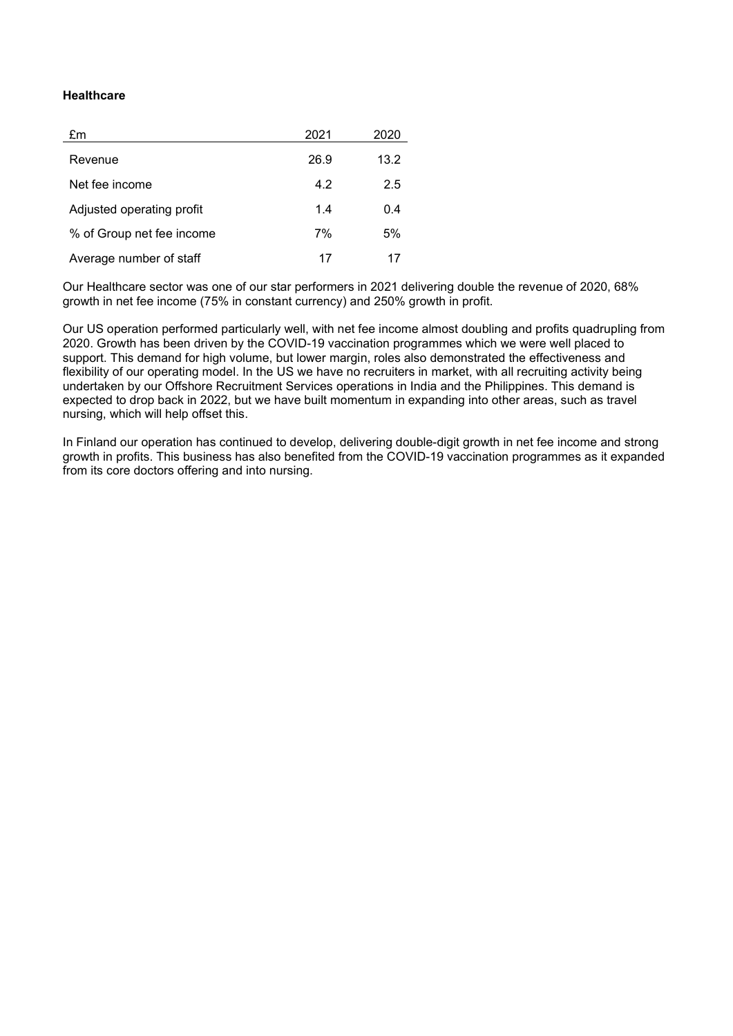**Healthcare**

| £m | 2021 | 2020 |
|---|---|---|
| Revenue | 26.9 | 13.2 |
| Net fee income | 4.2 | 2.5 |
| Adjusted operating profit | 1.4 | 0.4 |
| % of Group net fee income | 7% | 5% |
| Average number of staff | 17 | 17 |

Our Healthcare sector was one of our star performers in 2021 delivering double the revenue of 2020, 68% growth in net fee income (75% in constant currency) and 250% growth in profit.

Our US operation performed particularly well, with net fee income almost doubling and profits quadrupling from 2020. Growth has been driven by the COVID-19 vaccination programmes which we were well placed to support. This demand for high volume, but lower margin, roles also demonstrated the effectiveness and flexibility of our operating model. In the US we have no recruiters in market, with all recruiting activity being undertaken by our Offshore Recruitment Services operations in India and the Philippines. This demand is expected to drop back in 2022, but we have built momentum in expanding into other areas, such as travel nursing, which will help offset this.

In Finland our operation has continued to develop, delivering double-digit growth in net fee income and strong growth in profits. This business has also benefited from the COVID-19 vaccination programmes as it expanded from its core doctors offering and into nursing.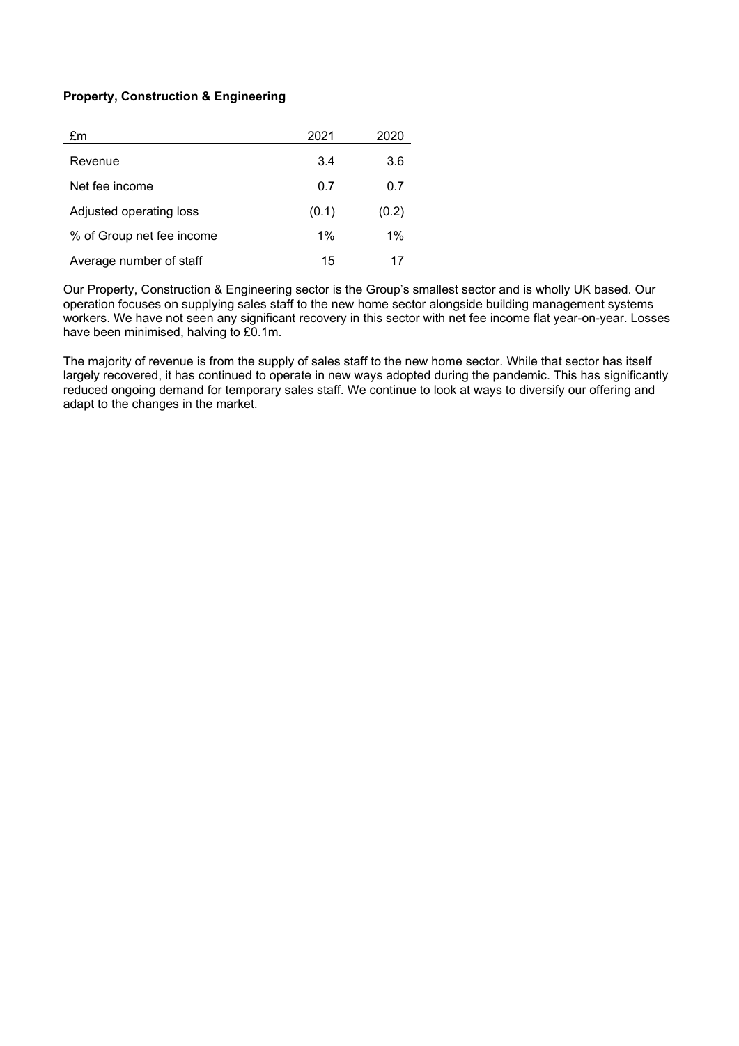**Property, Construction & Engineering**

| £m | 2021 | 2020 |
|---|---|---|
| Revenue | 3.4 | 3.6 |
| Net fee income | 0.7 | 0.7 |
| Adjusted operating loss | (0.1) | (0.2) |
| % of Group net fee income | 1% | 1% |
| Average number of staff | 15 | 17 |

Our Property, Construction & Engineering sector is the Group's smallest sector and is wholly UK based. Our operation focuses on supplying sales staff to the new home sector alongside building management systems workers. We have not seen any significant recovery in this sector with net fee income flat year-on-year. Losses have been minimised, halving to £0.1m.

The majority of revenue is from the supply of sales staff to the new home sector. While that sector has itself largely recovered, it has continued to operate in new ways adopted during the pandemic. This has significantly reduced ongoing demand for temporary sales staff. We continue to look at ways to diversify our offering and adapt to the changes in the market.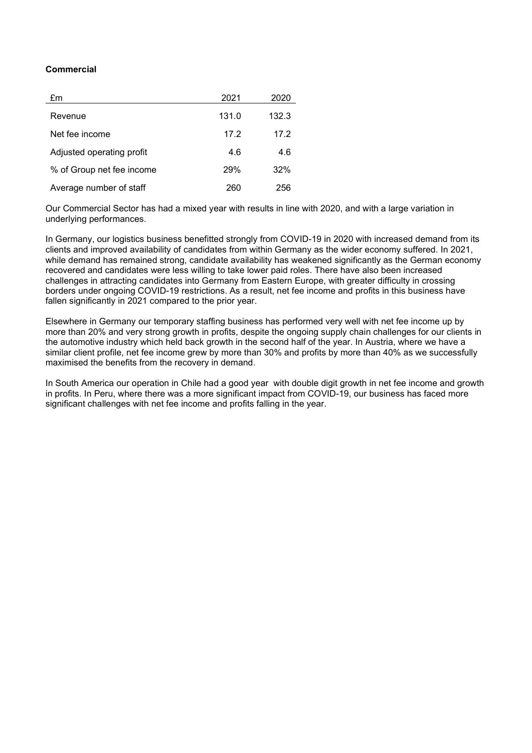**Commercial**

| £m | 2021 | 2020 |
|---|---|---|
| Revenue | 131.0 | 132.3 |
| Net fee income | 17.2 | 17.2 |
| Adjusted operating profit | 4.6 | 4.6 |
| % of Group net fee income | 29% | 32% |
| Average number of staff | 260 | 256 |

Our Commercial Sector has had a mixed year with results in line with 2020, and with a large variation in underlying performances.

In Germany, our logistics business benefitted strongly from COVID-19 in 2020 with increased demand from its clients and improved availability of candidates from within Germany as the wider economy suffered. In 2021, while demand has remained strong, candidate availability has weakened significantly as the German economy recovered and candidates were less willing to take lower paid roles. There have also been increased challenges in attracting candidates into Germany from Eastern Europe, with greater difficulty in crossing borders under ongoing COVID-19 restrictions. As a result, net fee income and profits in this business have fallen significantly in 2021 compared to the prior year.

Elsewhere in Germany our temporary staffing business has performed very well with net fee income up by more than 20% and very strong growth in profits, despite the ongoing supply chain challenges for our clients in the automotive industry which held back growth in the second half of the year. In Austria, where we have a similar client profile, net fee income grew by more than 30% and profits by more than 40% as we successfully maximised the benefits from the recovery in demand.

In South America our operation in Chile had a good year with double digit growth in net fee income and growth in profits. In Peru, where there was a more significant impact from COVID-19, our business has faced more significant challenges with net fee income and profits falling in the year.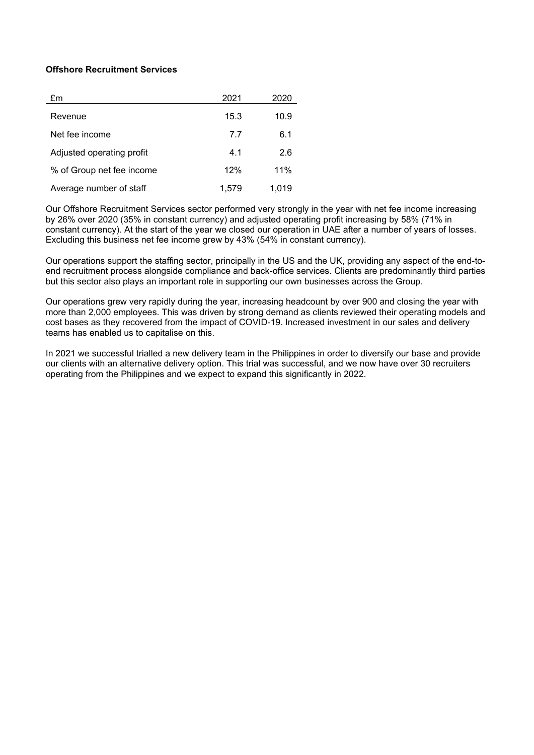**Offshore Recruitment Services**

| £m | 2021 | 2020 |
|---|---|---|
| Revenue | 15.3 | 10.9 |
| Net fee income | 7.7 | 6.1 |
| Adjusted operating profit | 4.1 | 2.6 |
| % of Group net fee income | 12% | 11% |
| Average number of staff | 1,579 | 1,019 |

Our Offshore Recruitment Services sector performed very strongly in the year with net fee income increasing by 26% over 2020 (35% in constant currency) and adjusted operating profit increasing by 58% (71% in constant currency). At the start of the year we closed our operation in UAE after a number of years of losses. Excluding this business net fee income grew by 43% (54% in constant currency).

Our operations support the staffing sector, principally in the US and the UK, providing any aspect of the end-to-end recruitment process alongside compliance and back-office services. Clients are predominantly third parties but this sector also plays an important role in supporting our own businesses across the Group.

Our operations grew very rapidly during the year, increasing headcount by over 900 and closing the year with more than 2,000 employees. This was driven by strong demand as clients reviewed their operating models and cost bases as they recovered from the impact of COVID-19. Increased investment in our sales and delivery teams has enabled us to capitalise on this.

In 2021 we successful trialled a new delivery team in the Philippines in order to diversify our base and provide our clients with an alternative delivery option. This trial was successful, and we now have over 30 recruiters operating from the Philippines and we expect to expand this significantly in 2022.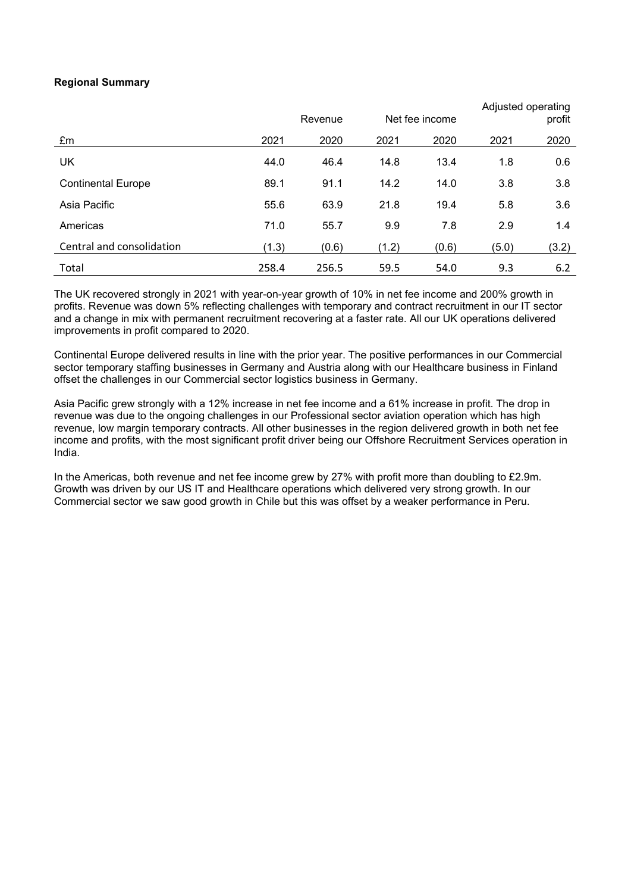**Regional Summary**

| £m | Revenue | | Net fee income | | Adjusted operating profit | |
|---|---|---|---|---|---|---|
| | 2021 | 2020 | 2021 | 2020 | 2021 | 2020 |
| UK | 44.0 | 46.4 | 14.8 | 13.4 | 1.8 | 0.6 |
| Continental Europe | 89.1 | 91.1 | 14.2 | 14.0 | 3.8 | 3.8 |
| Asia Pacific | 55.6 | 63.9 | 21.8 | 19.4 | 5.8 | 3.6 |
| Americas | 71.0 | 55.7 | 9.9 | 7.8 | 2.9 | 1.4 |
| Central and consolidation | (1.3) | (0.6) | (1.2) | (0.6) | (5.0) | (3.2) |
| Total | 258.4 | 256.5 | 59.5 | 54.0 | 9.3 | 6.2 |

The UK recovered strongly in 2021 with year-on-year growth of 10% in net fee income and 200% growth in profits. Revenue was down 5% reflecting challenges with temporary and contract recruitment in our IT sector and a change in mix with permanent recruitment recovering at a faster rate. All our UK operations delivered improvements in profit compared to 2020.

Continental Europe delivered results in line with the prior year. The positive performances in our Commercial sector temporary staffing businesses in Germany and Austria along with our Healthcare business in Finland offset the challenges in our Commercial sector logistics business in Germany.

Asia Pacific grew strongly with a 12% increase in net fee income and a 61% increase in profit. The drop in revenue was due to the ongoing challenges in our Professional sector aviation operation which has high revenue, low margin temporary contracts. All other businesses in the region delivered growth in both net fee income and profits, with the most significant profit driver being our Offshore Recruitment Services operation in India.

In the Americas, both revenue and net fee income grew by 27% with profit more than doubling to £2.9m. Growth was driven by our US IT and Healthcare operations which delivered very strong growth. In our Commercial sector we saw good growth in Chile but this was offset by a weaker performance in Peru.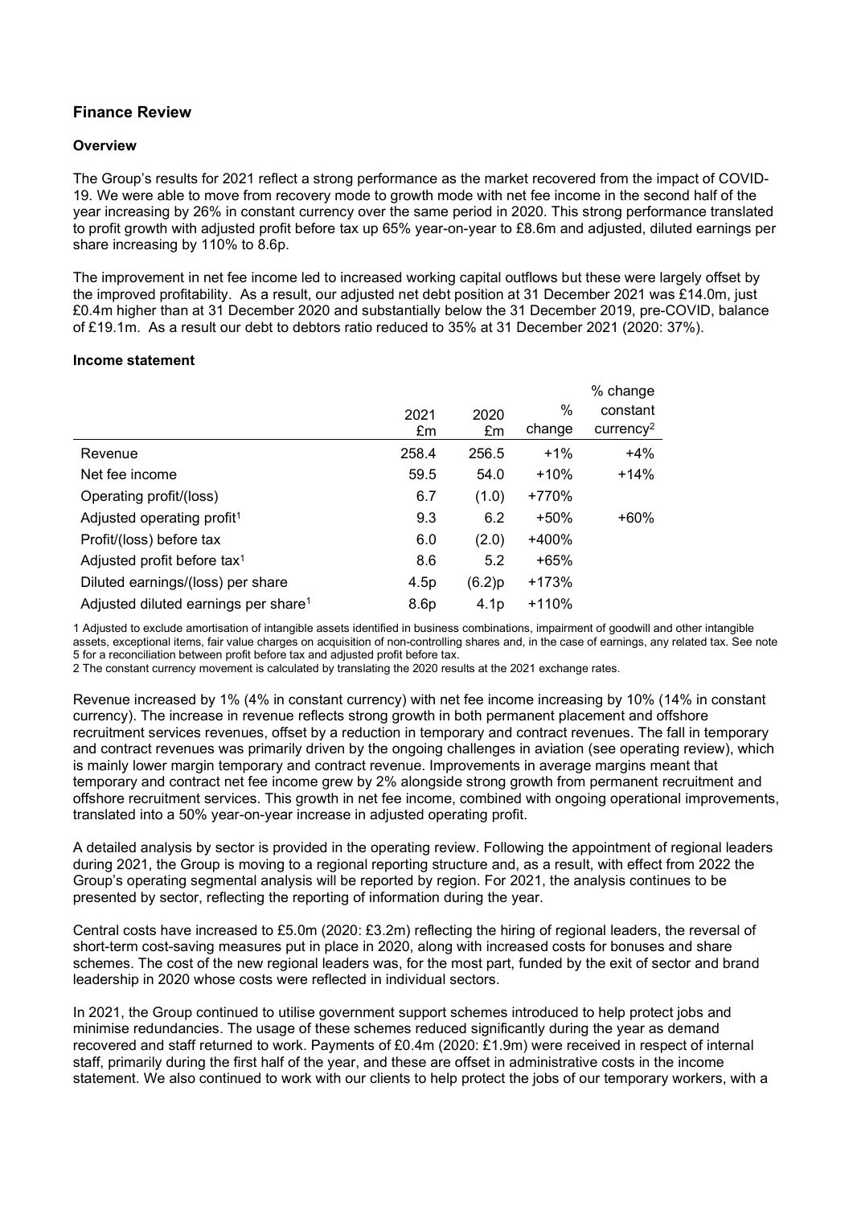## Finance Review

### Overview

The Group's results for 2021 reflect a strong performance as the market recovered from the impact of COVID-19. We were able to move from recovery mode to growth mode with net fee income in the second half of the year increasing by 26% in constant currency over the same period in 2020. This strong performance translated to profit growth with adjusted profit before tax up 65% year-on-year to £8.6m and adjusted, diluted earnings per share increasing by 110% to 8.6p.

The improvement in net fee income led to increased working capital outflows but these were largely offset by the improved profitability. As a result, our adjusted net debt position at 31 December 2021 was £14.0m, just £0.4m higher than at 31 December 2020 and substantially below the 31 December 2019, pre-COVID, balance of £19.1m. As a result our debt to debtors ratio reduced to 35% at 31 December 2021 (2020: 37%).

### Income statement

| | 2021 £m | 2020 £m | % change | % change constant currency[2] |
|---|---|---|---|---|
| Revenue | 258.4 | 256.5 | +1% | +4% |
| Net fee income | 59.5 | 54.0 | +10% | +14% |
| Operating profit/(loss) | 6.7 | (1.0) | +770% | |
| Adjusted operating profit[1] | 9.3 | 6.2 | +50% | +60% |
| Profit/(loss) before tax | 6.0 | (2.0) | +400% | |
| Adjusted profit before tax[1] | 8.6 | 5.2 | +65% | |
| Diluted earnings/(loss) per share | 4.5p | (6.2)p | +173% | |
| Adjusted diluted earnings per share[1] | 8.6p | 4.1p | +110% | |

1 Adjusted to exclude amortisation of intangible assets identified in business combinations, impairment of goodwill and other intangible assets, exceptional items, fair value charges on acquisition of non-controlling shares and, in the case of earnings, any related tax. See note 5 for a reconciliation between profit before tax and adjusted profit before tax.

2 The constant currency movement is calculated by translating the 2020 results at the 2021 exchange rates.

Revenue increased by 1% (4% in constant currency) with net fee income increasing by 10% (14% in constant currency). The increase in revenue reflects strong growth in both permanent placement and offshore recruitment services revenues, offset by a reduction in temporary and contract revenues. The fall in temporary and contract revenues was primarily driven by the ongoing challenges in aviation (see operating review), which is mainly lower margin temporary and contract revenue. Improvements in average margins meant that temporary and contract net fee income grew by 2% alongside strong growth from permanent recruitment and offshore recruitment services. This growth in net fee income, combined with ongoing operational improvements, translated into a 50% year-on-year increase in adjusted operating profit.

A detailed analysis by sector is provided in the operating review. Following the appointment of regional leaders during 2021, the Group is moving to a regional reporting structure and, as a result, with effect from 2022 the Group's operating segmental analysis will be reported by region. For 2021, the analysis continues to be presented by sector, reflecting the reporting of information during the year.

Central costs have increased to £5.0m (2020: £3.2m) reflecting the hiring of regional leaders, the reversal of short-term cost-saving measures put in place in 2020, along with increased costs for bonuses and share schemes. The cost of the new regional leaders was, for the most part, funded by the exit of sector and brand leadership in 2020 whose costs were reflected in individual sectors.

In 2021, the Group continued to utilise government support schemes introduced to help protect jobs and minimise redundancies. The usage of these schemes reduced significantly during the year as demand recovered and staff returned to work. Payments of £0.4m (2020: £1.9m) were received in respect of internal staff, primarily during the first half of the year, and these are offset in administrative costs in the income statement. We also continued to work with our clients to help protect the jobs of our temporary workers, with a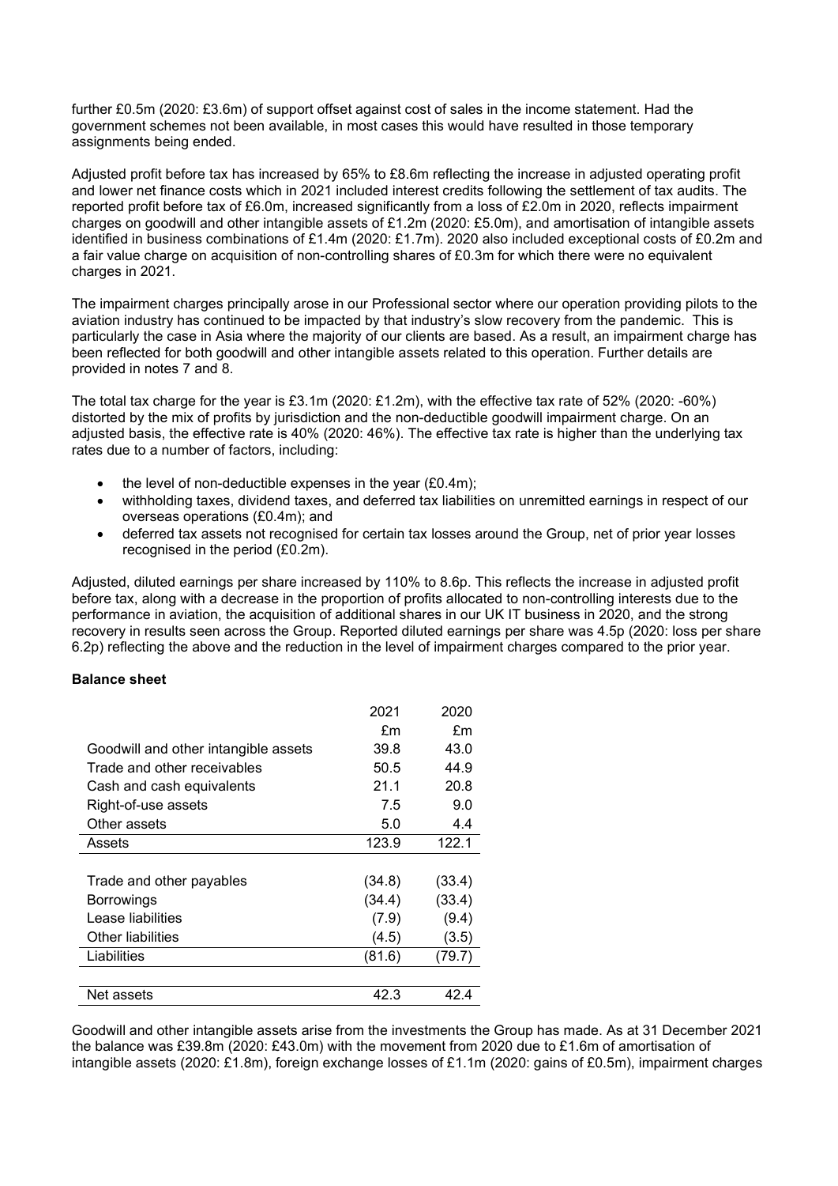further £0.5m (2020: £3.6m) of support offset against cost of sales in the income statement. Had the government schemes not been available, in most cases this would have resulted in those temporary assignments being ended.

Adjusted profit before tax has increased by 65% to £8.6m reflecting the increase in adjusted operating profit and lower net finance costs which in 2021 included interest credits following the settlement of tax audits. The reported profit before tax of £6.0m, increased significantly from a loss of £2.0m in 2020, reflects impairment charges on goodwill and other intangible assets of £1.2m (2020: £5.0m), and amortisation of intangible assets identified in business combinations of £1.4m (2020: £1.7m). 2020 also included exceptional costs of £0.2m and a fair value charge on acquisition of non-controlling shares of £0.3m for which there were no equivalent charges in 2021.

The impairment charges principally arose in our Professional sector where our operation providing pilots to the aviation industry has continued to be impacted by that industry's slow recovery from the pandemic. This is particularly the case in Asia where the majority of our clients are based. As a result, an impairment charge has been reflected for both goodwill and other intangible assets related to this operation. Further details are provided in notes 7 and 8.

The total tax charge for the year is £3.1m (2020: £1.2m), with the effective tax rate of 52% (2020: -60%) distorted by the mix of profits by jurisdiction and the non-deductible goodwill impairment charge. On an adjusted basis, the effective rate is 40% (2020: 46%). The effective tax rate is higher than the underlying tax rates due to a number of factors, including:

- the level of non-deductible expenses in the year (£0.4m);
- withholding taxes, dividend taxes, and deferred tax liabilities on unremitted earnings in respect of our overseas operations (£0.4m); and
- deferred tax assets not recognised for certain tax losses around the Group, net of prior year losses recognised in the period (£0.2m).

Adjusted, diluted earnings per share increased by 110% to 8.6p. This reflects the increase in adjusted profit before tax, along with a decrease in the proportion of profits allocated to non-controlling interests due to the performance in aviation, the acquisition of additional shares in our UK IT business in 2020, and the strong recovery in results seen across the Group. Reported diluted earnings per share was 4.5p (2020: loss per share 6.2p) reflecting the above and the reduction in the level of impairment charges compared to the prior year.

**Balance sheet**

| | 2021 | 2020 |
|---|---|---|
| | £m | £m |
| Goodwill and other intangible assets | 39.8 | 43.0 |
| Trade and other receivables | 50.5 | 44.9 |
| Cash and cash equivalents | 21.1 | 20.8 |
| Right-of-use assets | 7.5 | 9.0 |
| Other assets | 5.0 | 4.4 |
| Assets | 123.9 | 122.1 |
| | | |
| Trade and other payables | (34.8) | (33.4) |
| Borrowings | (34.4) | (33.4) |
| Lease liabilities | (7.9) | (9.4) |
| Other liabilities | (4.5) | (3.5) |
| Liabilities | (81.6) | (79.7) |
| | | |
| Net assets | 42.3 | 42.4 |

Goodwill and other intangible assets arise from the investments the Group has made. As at 31 December 2021 the balance was £39.8m (2020: £43.0m) with the movement from 2020 due to £1.6m of amortisation of intangible assets (2020: £1.8m), foreign exchange losses of £1.1m (2020: gains of £0.5m), impairment charges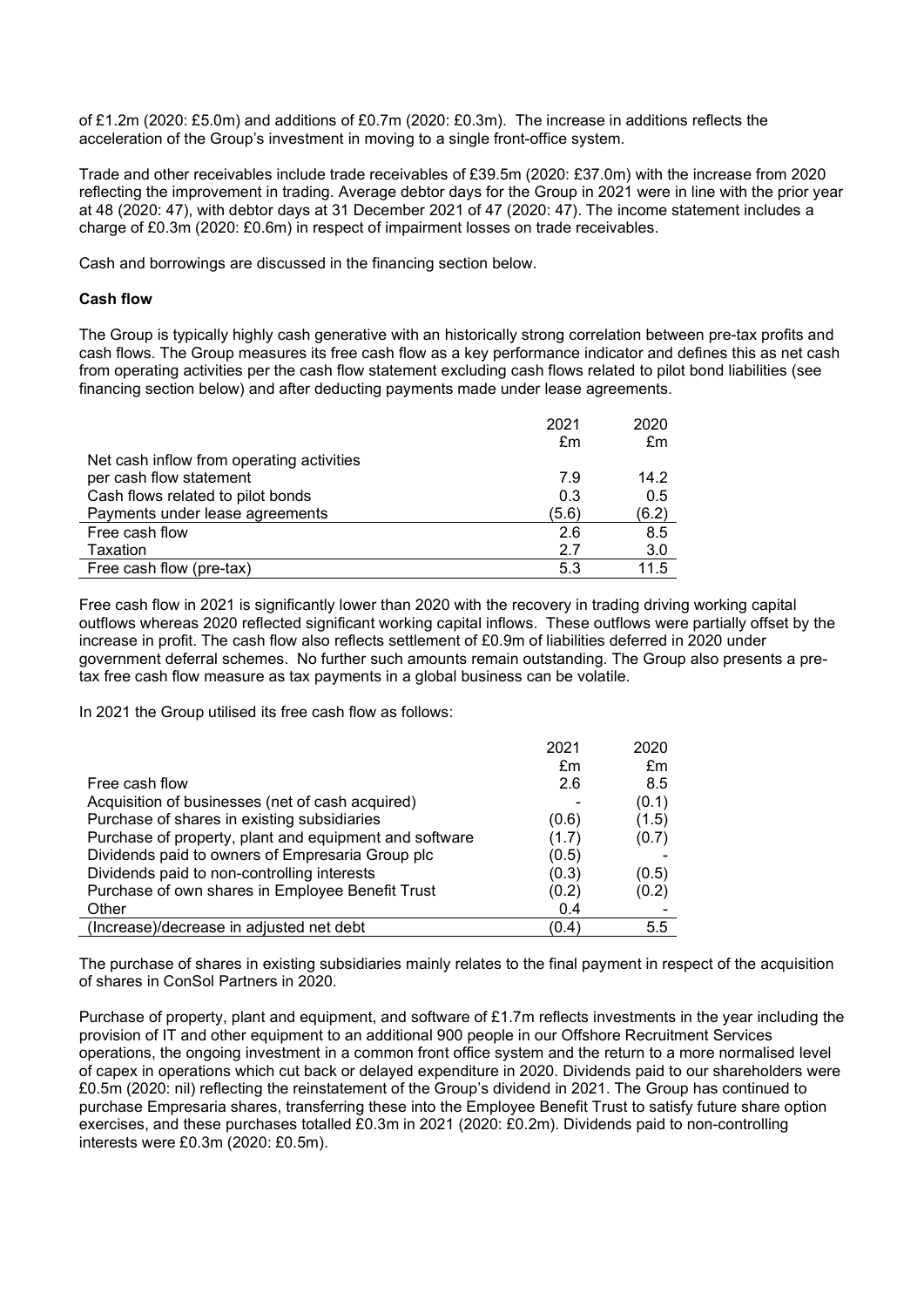of £1.2m (2020: £5.0m) and additions of £0.7m (2020: £0.3m). The increase in additions reflects the acceleration of the Group's investment in moving to a single front-office system.

Trade and other receivables include trade receivables of £39.5m (2020: £37.0m) with the increase from 2020 reflecting the improvement in trading. Average debtor days for the Group in 2021 were in line with the prior year at 48 (2020: 47), with debtor days at 31 December 2021 of 47 (2020: 47). The income statement includes a charge of £0.3m (2020: £0.6m) in respect of impairment losses on trade receivables.

Cash and borrowings are discussed in the financing section below.

**Cash flow**

The Group is typically highly cash generative with an historically strong correlation between pre-tax profits and cash flows. The Group measures its free cash flow as a key performance indicator and defines this as net cash from operating activities per the cash flow statement excluding cash flows related to pilot bond liabilities (see financing section below) and after deducting payments made under lease agreements.

| | 2021<br>£m | 2020<br>£m |
|---|---|---|
| Net cash inflow from operating activities per cash flow statement | 7.9 | 14.2 |
| Cash flows related to pilot bonds | 0.3 | 0.5 |
| Payments under lease agreements | (5.6) | (6.2) |
| Free cash flow | 2.6 | 8.5 |
| Taxation | 2.7 | 3.0 |
| Free cash flow (pre-tax) | 5.3 | 11.5 |

Free cash flow in 2021 is significantly lower than 2020 with the recovery in trading driving working capital outflows whereas 2020 reflected significant working capital inflows. These outflows were partially offset by the increase in profit. The cash flow also reflects settlement of £0.9m of liabilities deferred in 2020 under government deferral schemes. No further such amounts remain outstanding. The Group also presents a pre-tax free cash flow measure as tax payments in a global business can be volatile.

In 2021 the Group utilised its free cash flow as follows:

| | 2021<br>£m | 2020<br>£m |
|---|---|---|
| Free cash flow | 2.6 | 8.5 |
| Acquisition of businesses (net of cash acquired) | - | (0.1) |
| Purchase of shares in existing subsidiaries | (0.6) | (1.5) |
| Purchase of property, plant and equipment and software | (1.7) | (0.7) |
| Dividends paid to owners of Empresaria Group plc | (0.5) | - |
| Dividends paid to non-controlling interests | (0.3) | (0.5) |
| Purchase of own shares in Employee Benefit Trust | (0.2) | (0.2) |
| Other | 0.4 | - |
| (Increase)/decrease in adjusted net debt | (0.4) | 5.5 |

The purchase of shares in existing subsidiaries mainly relates to the final payment in respect of the acquisition of shares in ConSol Partners in 2020.

Purchase of property, plant and equipment, and software of £1.7m reflects investments in the year including the provision of IT and other equipment to an additional 900 people in our Offshore Recruitment Services operations, the ongoing investment in a common front office system and the return to a more normalised level of capex in operations which cut back or delayed expenditure in 2020. Dividends paid to our shareholders were £0.5m (2020: nil) reflecting the reinstatement of the Group's dividend in 2021. The Group has continued to purchase Empresaria shares, transferring these into the Employee Benefit Trust to satisfy future share option exercises, and these purchases totalled £0.3m in 2021 (2020: £0.2m). Dividends paid to non-controlling interests were £0.3m (2020: £0.5m).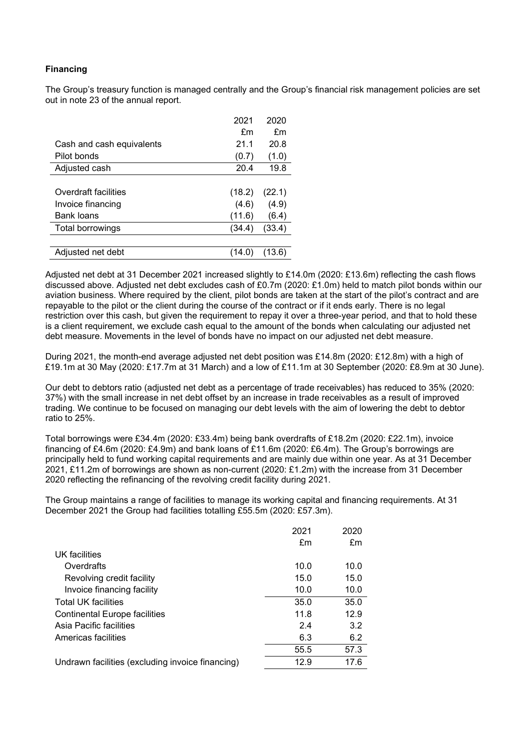**Financing**

The Group's treasury function is managed centrally and the Group's financial risk management policies are set out in note 23 of the annual report.

| | 2021 £m | 2020 £m |
|---|---|---|
| Cash and cash equivalents | 21.1 | 20.8 |
| Pilot bonds | (0.7) | (1.0) |
| Adjusted cash | 20.4 | 19.8 |
| | | |
| Overdraft facilities | (18.2) | (22.1) |
| Invoice financing | (4.6) | (4.9) |
| Bank loans | (11.6) | (6.4) |
| Total borrowings | (34.4) | (33.4) |
| | | |
| Adjusted net debt | (14.0) | (13.6) |

Adjusted net debt at 31 December 2021 increased slightly to £14.0m (2020: £13.6m) reflecting the cash flows discussed above. Adjusted net debt excludes cash of £0.7m (2020: £1.0m) held to match pilot bonds within our aviation business. Where required by the client, pilot bonds are taken at the start of the pilot's contract and are repayable to the pilot or the client during the course of the contract or if it ends early. There is no legal restriction over this cash, but given the requirement to repay it over a three-year period, and that to hold these is a client requirement, we exclude cash equal to the amount of the bonds when calculating our adjusted net debt measure. Movements in the level of bonds have no impact on our adjusted net debt measure.

During 2021, the month-end average adjusted net debt position was £14.8m (2020: £12.8m) with a high of £19.1m at 30 May (2020: £17.7m at 31 March) and a low of £11.1m at 30 September (2020: £8.9m at 30 June).

Our debt to debtors ratio (adjusted net debt as a percentage of trade receivables) has reduced to 35% (2020: 37%) with the small increase in net debt offset by an increase in trade receivables as a result of improved trading. We continue to be focused on managing our debt levels with the aim of lowering the debt to debtor ratio to 25%.

Total borrowings were £34.4m (2020: £33.4m) being bank overdrafts of £18.2m (2020: £22.1m), invoice financing of £4.6m (2020: £4.9m) and bank loans of £11.6m (2020: £6.4m). The Group's borrowings are principally held to fund working capital requirements and are mainly due within one year. As at 31 December 2021, £11.2m of borrowings are shown as non-current (2020: £1.2m) with the increase from 31 December 2020 reflecting the refinancing of the revolving credit facility during 2021.

The Group maintains a range of facilities to manage its working capital and financing requirements. At 31 December 2021 the Group had facilities totalling £55.5m (2020: £57.3m).

| | 2021 £m | 2020 £m |
|---|---|---|
| UK facilities | | |
| Overdrafts | 10.0 | 10.0 |
| Revolving credit facility | 15.0 | 15.0 |
| Invoice financing facility | 10.0 | 10.0 |
| Total UK facilities | 35.0 | 35.0 |
| Continental Europe facilities | 11.8 | 12.9 |
| Asia Pacific facilities | 2.4 | 3.2 |
| Americas facilities | 6.3 | 6.2 |
| | 55.5 | 57.3 |
| Undrawn facilities (excluding invoice financing) | 12.9 | 17.6 |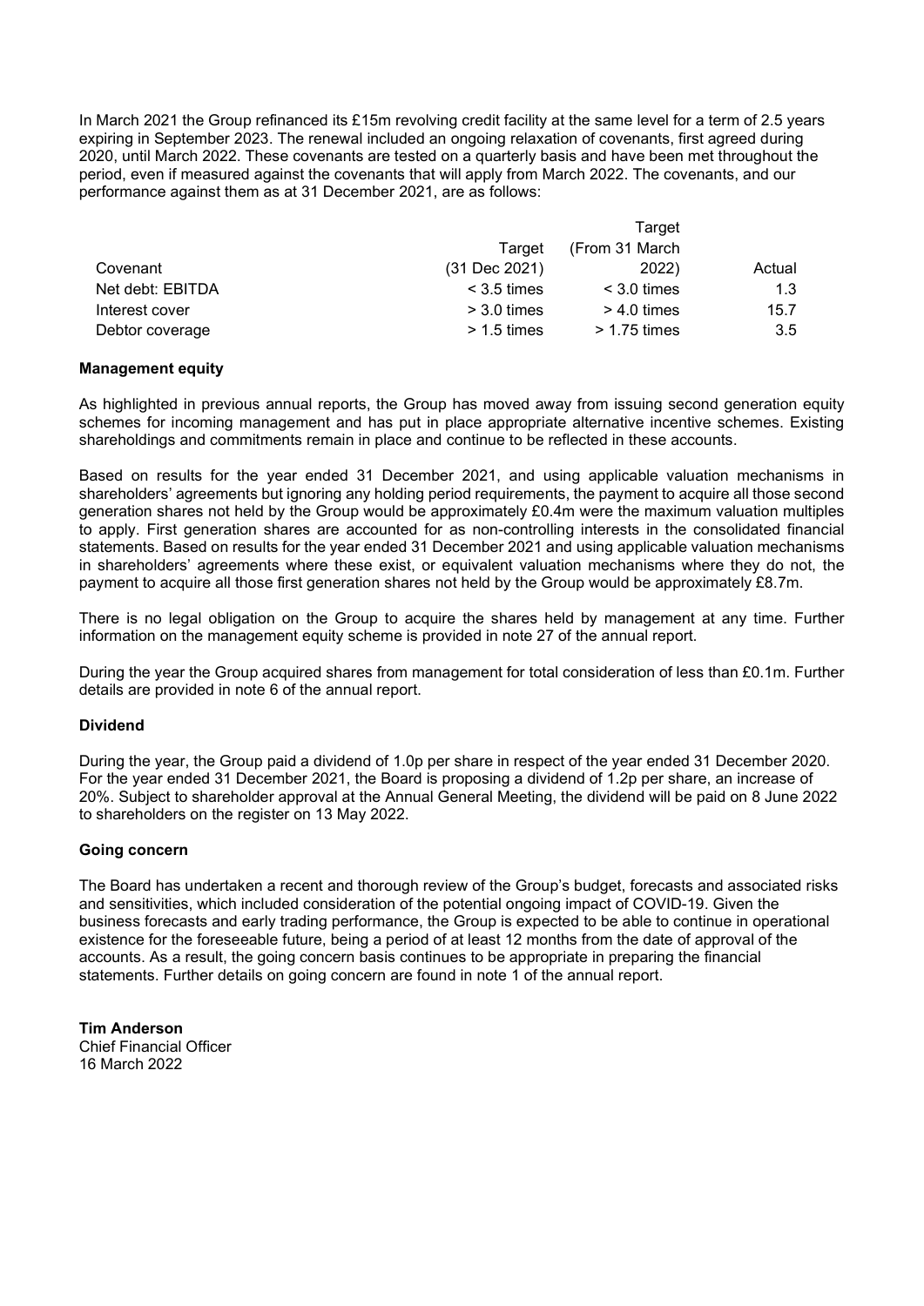In March 2021 the Group refinanced its £15m revolving credit facility at the same level for a term of 2.5 years expiring in September 2023. The renewal included an ongoing relaxation of covenants, first agreed during 2020, until March 2022. These covenants are tested on a quarterly basis and have been met throughout the period, even if measured against the covenants that will apply from March 2022. The covenants, and our performance against them as at 31 December 2021, are as follows:

| Covenant | Target (31 Dec 2021) | Target (From 31 March 2022) | Actual |
|---|---|---|---|
| Net debt: EBITDA | < 3.5 times | < 3.0 times | 1.3 |
| Interest cover | > 3.0 times | > 4.0 times | 15.7 |
| Debtor coverage | > 1.5 times | > 1.75 times | 3.5 |

**Management equity**

As highlighted in previous annual reports, the Group has moved away from issuing second generation equity schemes for incoming management and has put in place appropriate alternative incentive schemes. Existing shareholdings and commitments remain in place and continue to be reflected in these accounts.

Based on results for the year ended 31 December 2021, and using applicable valuation mechanisms in shareholders' agreements but ignoring any holding period requirements, the payment to acquire all those second generation shares not held by the Group would be approximately £0.4m were the maximum valuation multiples to apply. First generation shares are accounted for as non-controlling interests in the consolidated financial statements. Based on results for the year ended 31 December 2021 and using applicable valuation mechanisms in shareholders' agreements where these exist, or equivalent valuation mechanisms where they do not, the payment to acquire all those first generation shares not held by the Group would be approximately £8.7m.

There is no legal obligation on the Group to acquire the shares held by management at any time. Further information on the management equity scheme is provided in note 27 of the annual report.

During the year the Group acquired shares from management for total consideration of less than £0.1m. Further details are provided in note 6 of the annual report.

**Dividend**

During the year, the Group paid a dividend of 1.0p per share in respect of the year ended 31 December 2020. For the year ended 31 December 2021, the Board is proposing a dividend of 1.2p per share, an increase of 20%. Subject to shareholder approval at the Annual General Meeting, the dividend will be paid on 8 June 2022 to shareholders on the register on 13 May 2022.

**Going concern**

The Board has undertaken a recent and thorough review of the Group's budget, forecasts and associated risks and sensitivities, which included consideration of the potential ongoing impact of COVID-19. Given the business forecasts and early trading performance, the Group is expected to be able to continue in operational existence for the foreseeable future, being a period of at least 12 months from the date of approval of the accounts. As a result, the going concern basis continues to be appropriate in preparing the financial statements. Further details on going concern are found in note 1 of the annual report.

**Tim Anderson**
Chief Financial Officer
16 March 2022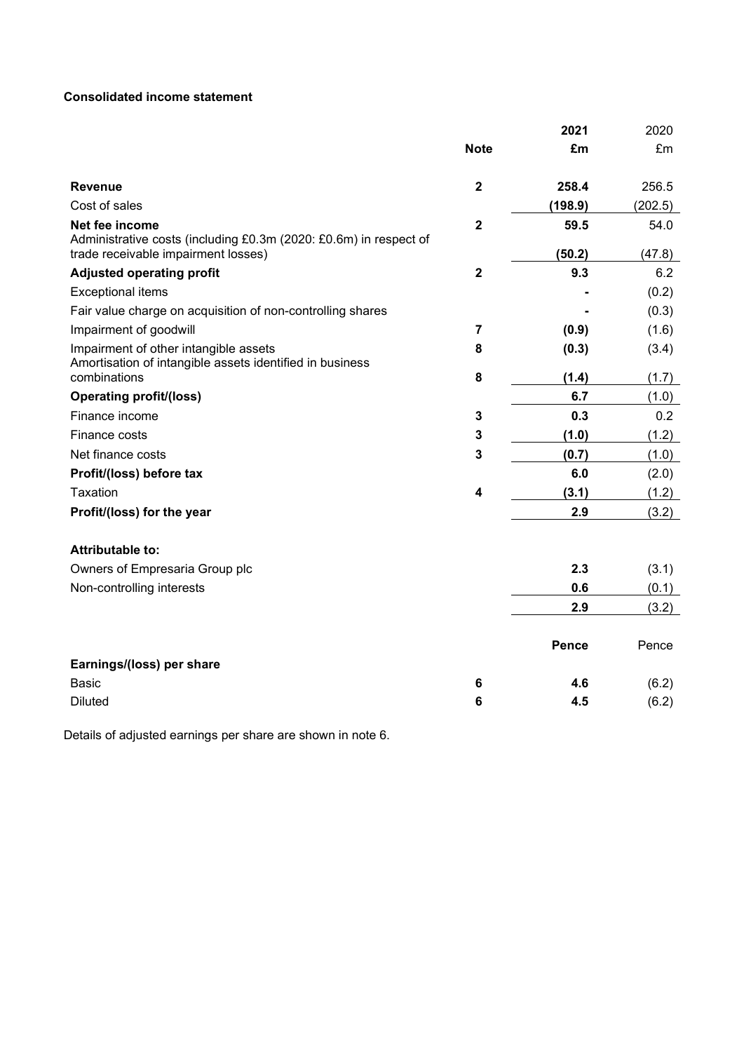**Consolidated income statement**

| | Note | 2021 £m | 2020 £m |
|---|---|---|---|
| **Revenue** | **2** | **258.4** | 256.5 |
| Cost of sales | | **(198.9)** | (202.5) |
| **Net fee income** | **2** | **59.5** | 54.0 |
| Administrative costs (including £0.3m (2020: £0.6m) in respect of trade receivable impairment losses) | | **(50.2)** | (47.8) |
| **Adjusted operating profit** | **2** | **9.3** | 6.2 |
| Exceptional items | | **-** | (0.2) |
| Fair value charge on acquisition of non-controlling shares | | **-** | (0.3) |
| Impairment of goodwill | **7** | **(0.9)** | (1.6) |
| Impairment of other intangible assets | **8** | **(0.3)** | (3.4) |
| Amortisation of intangible assets identified in business combinations | **8** | **(1.4)** | (1.7) |
| **Operating profit/(loss)** | | **6.7** | (1.0) |
| Finance income | **3** | **0.3** | 0.2 |
| Finance costs | **3** | **(1.0)** | (1.2) |
| Net finance costs | **3** | **(0.7)** | (1.0) |
| **Profit/(loss) before tax** | | **6.0** | (2.0) |
| Taxation | **4** | **(3.1)** | (1.2) |
| **Profit/(loss) for the year** | | **2.9** | (3.2) |
| | | | |
| **Attributable to:** | | | |
| Owners of Empresaria Group plc | | **2.3** | (3.1) |
| Non-controlling interests | | **0.6** | (0.1) |
| | | **2.9** | (3.2) |
| | | | |
| | | **Pence** | Pence |
| **Earnings/(loss) per share** | | | |
| Basic | **6** | **4.6** | (6.2) |
| Diluted | **6** | **4.5** | (6.2) |

Details of adjusted earnings per share are shown in note 6.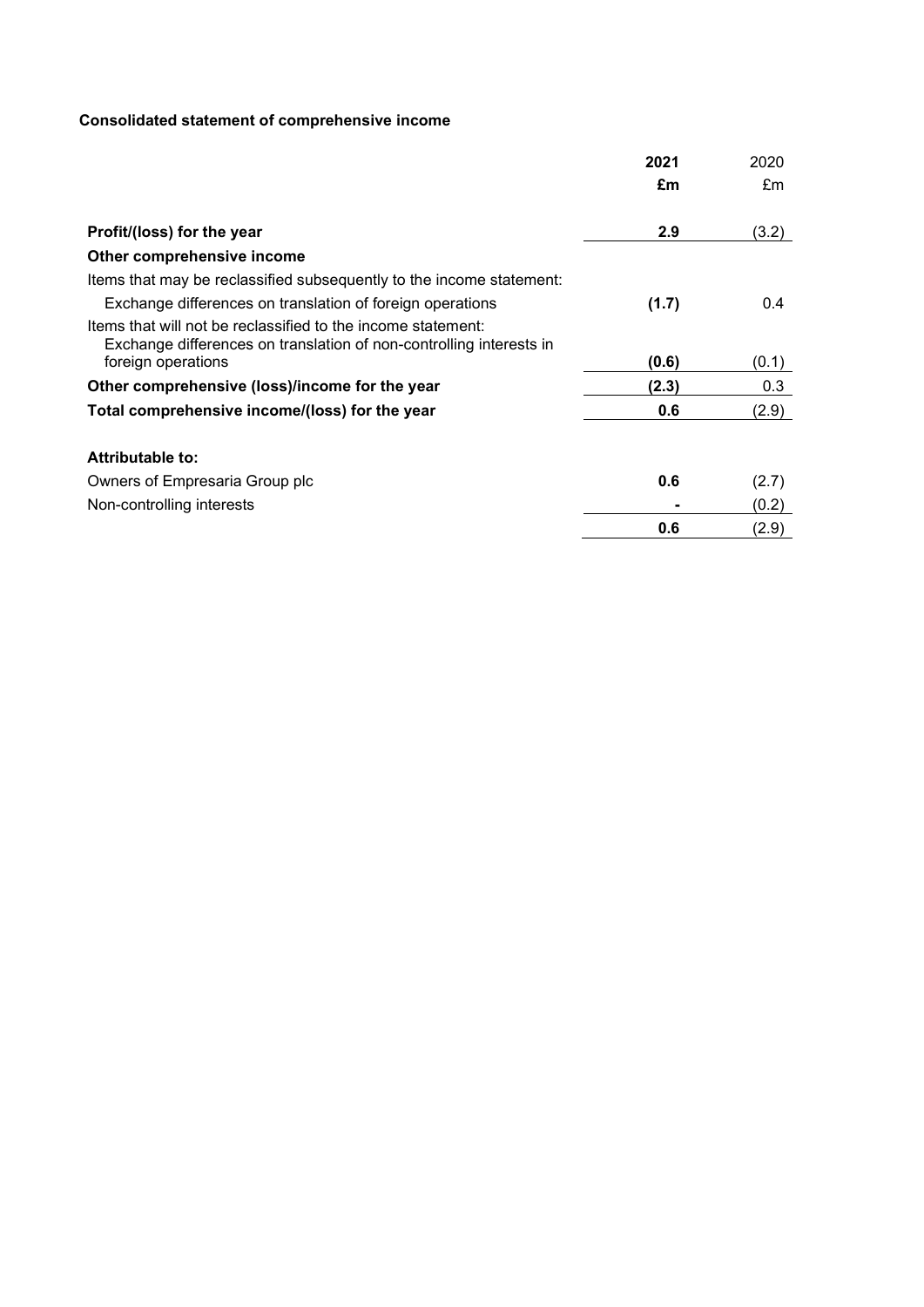**Consolidated statement of comprehensive income**

| | 2021 | 2020 |
|---|---|---|
| | £m | £m |
| **Profit/(loss) for the year** | **2.9** | (3.2) |
| **Other comprehensive income** | | |
| Items that may be reclassified subsequently to the income statement: | | |
| Exchange differences on translation of foreign operations | **(1.7)** | 0.4 |
| Items that will not be reclassified to the income statement: Exchange differences on translation of non-controlling interests in foreign operations | **(0.6)** | (0.1) |
| **Other comprehensive (loss)/income for the year** | **(2.3)** | 0.3 |
| **Total comprehensive income/(loss) for the year** | **0.6** | (2.9) |
| | | |
| **Attributable to:** | | |
| Owners of Empresaria Group plc | **0.6** | (2.7) |
| Non-controlling interests | **-** | (0.2) |
| | **0.6** | (2.9) |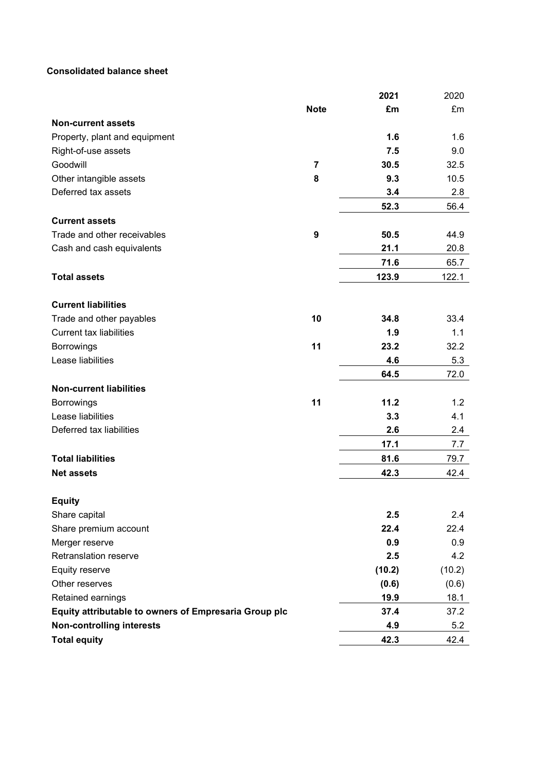**Consolidated balance sheet**

| | Note | 2021 £m | 2020 £m |
|---|---|---|---|
| **Non-current assets** | | | |
| Property, plant and equipment | | **1.6** | 1.6 |
| Right-of-use assets | | **7.5** | 9.0 |
| Goodwill | **7** | **30.5** | 32.5 |
| Other intangible assets | **8** | **9.3** | 10.5 |
| Deferred tax assets | | **3.4** | 2.8 |
| | | **52.3** | 56.4 |
| **Current assets** | | | |
| Trade and other receivables | **9** | **50.5** | 44.9 |
| Cash and cash equivalents | | **21.1** | 20.8 |
| | | **71.6** | 65.7 |
| **Total assets** | | **123.9** | 122.1 |
| | | | |
| **Current liabilities** | | | |
| Trade and other payables | **10** | **34.8** | 33.4 |
| Current tax liabilities | | **1.9** | 1.1 |
| Borrowings | **11** | **23.2** | 32.2 |
| Lease liabilities | | **4.6** | 5.3 |
| | | **64.5** | 72.0 |
| **Non-current liabilities** | | | |
| Borrowings | **11** | **11.2** | 1.2 |
| Lease liabilities | | **3.3** | 4.1 |
| Deferred tax liabilities | | **2.6** | 2.4 |
| | | **17.1** | 7.7 |
| **Total liabilities** | | **81.6** | 79.7 |
| **Net assets** | | **42.3** | 42.4 |
| | | | |
| **Equity** | | | |
| Share capital | | **2.5** | 2.4 |
| Share premium account | | **22.4** | 22.4 |
| Merger reserve | | **0.9** | 0.9 |
| Retranslation reserve | | **2.5** | 4.2 |
| Equity reserve | | **(10.2)** | (10.2) |
| Other reserves | | **(0.6)** | (0.6) |
| Retained earnings | | **19.9** | 18.1 |
| **Equity attributable to owners of Empresaria Group plc** | | **37.4** | 37.2 |
| **Non-controlling interests** | | **4.9** | 5.2 |
| **Total equity** | | **42.3** | 42.4 |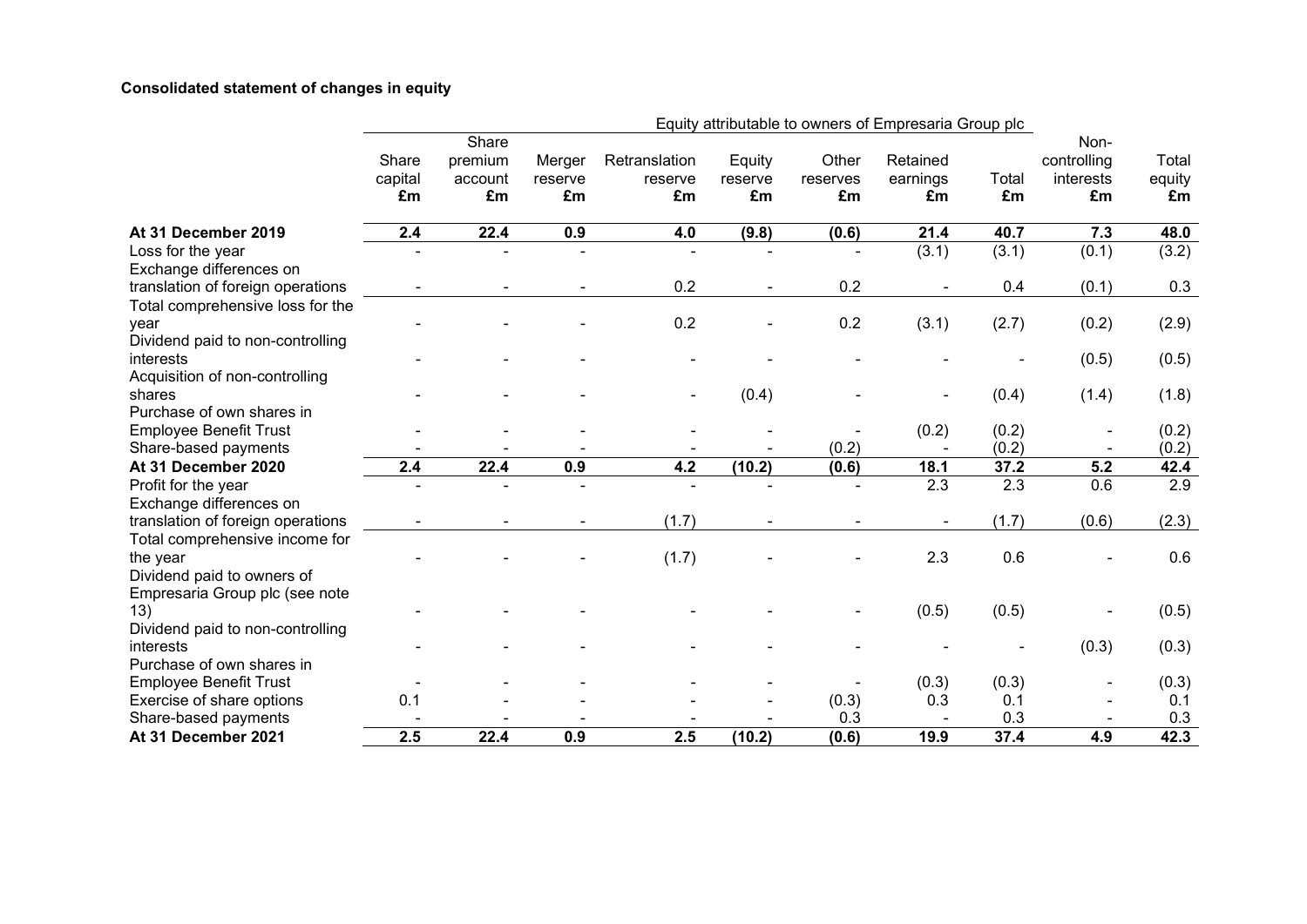**Consolidated statement of changes in equity**

| | Equity attributable to owners of Empresaria Group plc | | | | | | | | | |
|---|---|---|---|---|---|---|---|---|---|---|
| | Share capital £m | Share premium account £m | Merger reserve £m | Retranslation reserve £m | Equity reserve £m | Other reserves £m | Retained earnings £m | Total £m | Non-controlling interests £m | Total equity £m |
| **At 31 December 2019** | **2.4** | **22.4** | **0.9** | **4.0** | **(9.8)** | **(0.6)** | **21.4** | **40.7** | **7.3** | **48.0** |
| Loss for the year | - | - | - | - | - | - | (3.1) | (3.1) | (0.1) | (3.2) |
| Exchange differences on translation of foreign operations | - | - | - | 0.2 | - | 0.2 | - | 0.4 | (0.1) | 0.3 |
| Total comprehensive loss for the year | - | - | - | 0.2 | - | 0.2 | (3.1) | (2.7) | (0.2) | (2.9) |
| Dividend paid to non-controlling interests | - | - | - | - | - | - | - | - | (0.5) | (0.5) |
| Acquisition of non-controlling shares | - | - | - | - | (0.4) | - | - | (0.4) | (1.4) | (1.8) |
| Purchase of own shares in Employee Benefit Trust | - | - | - | - | - | - | (0.2) | (0.2) | - | (0.2) |
| Share-based payments | - | - | - | - | - | (0.2) | - | (0.2) | - | (0.2) |
| **At 31 December 2020** | **2.4** | **22.4** | **0.9** | **4.2** | **(10.2)** | **(0.6)** | **18.1** | **37.2** | **5.2** | **42.4** |
| Profit for the year | - | - | - | - | - | - | 2.3 | 2.3 | 0.6 | 2.9 |
| Exchange differences on translation of foreign operations | - | - | - | (1.7) | - | - | - | (1.7) | (0.6) | (2.3) |
| Total comprehensive income for the year | - | - | - | (1.7) | - | - | 2.3 | 0.6 | - | 0.6 |
| Dividend paid to owners of Empresaria Group plc (see note 13) | - | - | - | - | - | - | (0.5) | (0.5) | - | (0.5) |
| Dividend paid to non-controlling interests | - | - | - | - | - | - | - | - | (0.3) | (0.3) |
| Purchase of own shares in Employee Benefit Trust | - | - | - | - | - | - | (0.3) | (0.3) | - | (0.3) |
| Exercise of share options | 0.1 | - | - | - | - | (0.3) | 0.3 | 0.1 | - | 0.1 |
| Share-based payments | - | - | - | - | - | 0.3 | - | 0.3 | - | 0.3 |
| **At 31 December 2021** | **2.5** | **22.4** | **0.9** | **2.5** | **(10.2)** | **(0.6)** | **19.9** | **37.4** | **4.9** | **42.3** |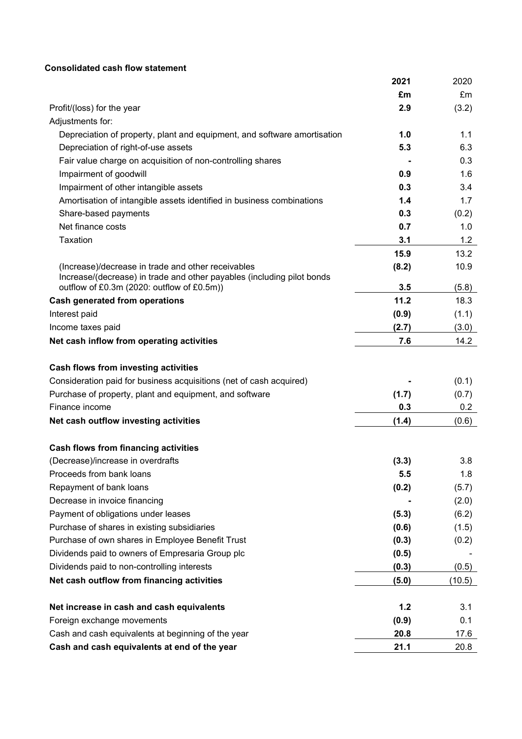**Consolidated cash flow statement**

| | 2021 | 2020 |
|---|---|---|
| | £m | £m |
| Profit/(loss) for the year | **2.9** | (3.2) |
| Adjustments for: | | |
| Depreciation of property, plant and equipment, and software amortisation | **1.0** | 1.1 |
| Depreciation of right-of-use assets | **5.3** | 6.3 |
| Fair value charge on acquisition of non-controlling shares | **-** | 0.3 |
| Impairment of goodwill | **0.9** | 1.6 |
| Impairment of other intangible assets | **0.3** | 3.4 |
| Amortisation of intangible assets identified in business combinations | **1.4** | 1.7 |
| Share-based payments | **0.3** | (0.2) |
| Net finance costs | **0.7** | 1.0 |
| Taxation | **3.1** | 1.2 |
| | **15.9** | 13.2 |
| (Increase)/decrease in trade and other receivables | **(8.2)** | 10.9 |
| Increase/(decrease) in trade and other payables (including pilot bonds outflow of £0.3m (2020: outflow of £0.5m)) | **3.5** | (5.8) |
| **Cash generated from operations** | **11.2** | 18.3 |
| Interest paid | **(0.9)** | (1.1) |
| Income taxes paid | **(2.7)** | (3.0) |
| **Net cash inflow from operating activities** | **7.6** | 14.2 |
| | | |
| **Cash flows from investing activities** | | |
| Consideration paid for business acquisitions (net of cash acquired) | **-** | (0.1) |
| Purchase of property, plant and equipment, and software | **(1.7)** | (0.7) |
| Finance income | **0.3** | 0.2 |
| **Net cash outflow investing activities** | **(1.4)** | (0.6) |
| | | |
| **Cash flows from financing activities** | | |
| (Decrease)/increase in overdrafts | **(3.3)** | 3.8 |
| Proceeds from bank loans | **5.5** | 1.8 |
| Repayment of bank loans | **(0.2)** | (5.7) |
| Decrease in invoice financing | **-** | (2.0) |
| Payment of obligations under leases | **(5.3)** | (6.2) |
| Purchase of shares in existing subsidiaries | **(0.6)** | (1.5) |
| Purchase of own shares in Employee Benefit Trust | **(0.3)** | (0.2) |
| Dividends paid to owners of Empresaria Group plc | **(0.5)** | - |
| Dividends paid to non-controlling interests | **(0.3)** | (0.5) |
| **Net cash outflow from financing activities** | **(5.0)** | (10.5) |
| | | |
| **Net increase in cash and cash equivalents** | **1.2** | 3.1 |
| Foreign exchange movements | **(0.9)** | 0.1 |
| Cash and cash equivalents at beginning of the year | **20.8** | 17.6 |
| **Cash and cash equivalents at end of the year** | **21.1** | 20.8 |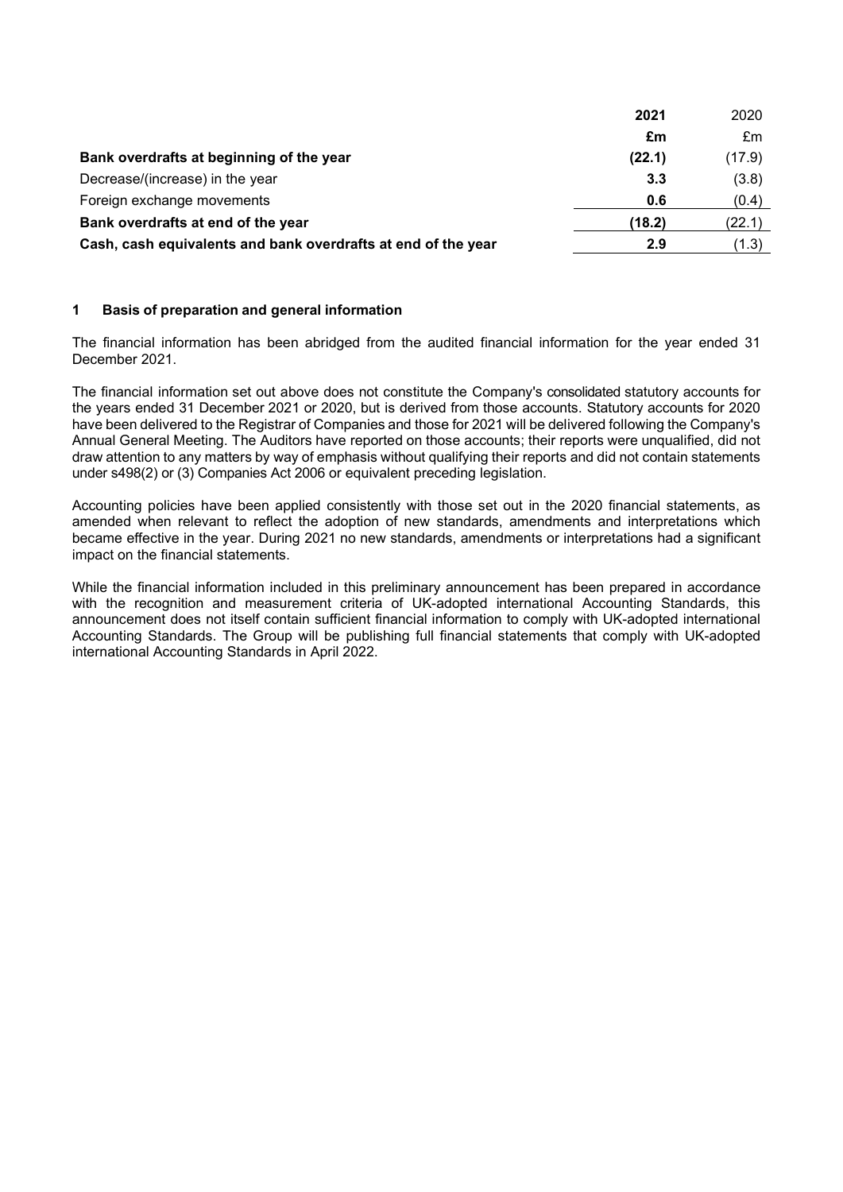| | 2021 | 2020 |
|---|---|---|
| | **£m** | £m |
| **Bank overdrafts at beginning of the year** | **(22.1)** | (17.9) |
| Decrease/(increase) in the year | **3.3** | (3.8) |
| Foreign exchange movements | **0.6** | (0.4) |
| **Bank overdrafts at end of the year** | **(18.2)** | (22.1) |
| **Cash, cash equivalents and bank overdrafts at end of the year** | **2.9** | (1.3) |

## 1 Basis of preparation and general information

The financial information has been abridged from the audited financial information for the year ended 31 December 2021.

The financial information set out above does not constitute the Company's consolidated statutory accounts for the years ended 31 December 2021 or 2020, but is derived from those accounts. Statutory accounts for 2020 have been delivered to the Registrar of Companies and those for 2021 will be delivered following the Company's Annual General Meeting. The Auditors have reported on those accounts; their reports were unqualified, did not draw attention to any matters by way of emphasis without qualifying their reports and did not contain statements under s498(2) or (3) Companies Act 2006 or equivalent preceding legislation.

Accounting policies have been applied consistently with those set out in the 2020 financial statements, as amended when relevant to reflect the adoption of new standards, amendments and interpretations which became effective in the year. During 2021 no new standards, amendments or interpretations had a significant impact on the financial statements.

While the financial information included in this preliminary announcement has been prepared in accordance with the recognition and measurement criteria of UK-adopted international Accounting Standards, this announcement does not itself contain sufficient financial information to comply with UK-adopted international Accounting Standards. The Group will be publishing full financial statements that comply with UK-adopted international Accounting Standards in April 2022.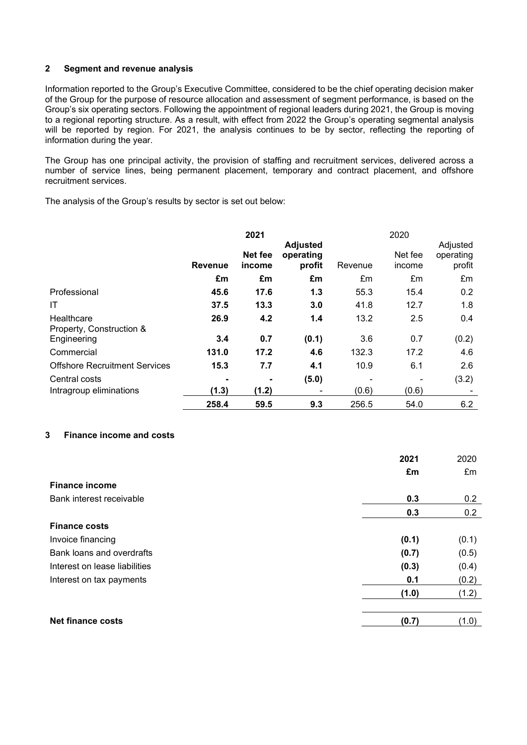## 2 Segment and revenue analysis

Information reported to the Group's Executive Committee, considered to be the chief operating decision maker of the Group for the purpose of resource allocation and assessment of segment performance, is based on the Group's six operating sectors. Following the appointment of regional leaders during 2021, the Group is moving to a regional reporting structure. As a result, with effect from 2022 the Group's operating segmental analysis will be reported by region. For 2021, the analysis continues to be by sector, reflecting the reporting of information during the year.

The Group has one principal activity, the provision of staffing and recruitment services, delivered across a number of service lines, being permanent placement, temporary and contract placement, and offshore recruitment services.

The analysis of the Group's results by sector is set out below:

| | **2021** | | | 2020 | | |
|---|---|---|---|---|---|---|
| | **Revenue** | **Net fee income** | **Adjusted operating profit** | Revenue | Net fee income | Adjusted operating profit |
| | **£m** | **£m** | **£m** | £m | £m | £m |
| Professional | **45.6** | **17.6** | **1.3** | 55.3 | 15.4 | 0.2 |
| IT | **37.5** | **13.3** | **3.0** | 41.8 | 12.7 | 1.8 |
| Healthcare | **26.9** | **4.2** | **1.4** | 13.2 | 2.5 | 0.4 |
| Property, Construction & Engineering | **3.4** | **0.7** | **(0.1)** | 3.6 | 0.7 | (0.2) |
| Commercial | **131.0** | **17.2** | **4.6** | 132.3 | 17.2 | 4.6 |
| Offshore Recruitment Services | **15.3** | **7.7** | **4.1** | 10.9 | 6.1 | 2.6 |
| Central costs | **-** | **-** | **(5.0)** | - | - | (3.2) |
| Intragroup eliminations | **(1.3)** | **(1.2)** | - | (0.6) | (0.6) | - |
| | **258.4** | **59.5** | **9.3** | 256.5 | 54.0 | 6.2 |

## 3 Finance income and costs

| | **2021** | 2020 |
|---|---|---|
| | **£m** | £m |
| **Finance income** | | |
| Bank interest receivable | **0.3** | 0.2 |
| | **0.3** | 0.2 |
| **Finance costs** | | |
| Invoice financing | **(0.1)** | (0.1) |
| Bank loans and overdrafts | **(0.7)** | (0.5) |
| Interest on lease liabilities | **(0.3)** | (0.4) |
| Interest on tax payments | **0.1** | (0.2) |
| | **(1.0)** | (1.2) |
| **Net finance costs** | **(0.7)** | (1.0) |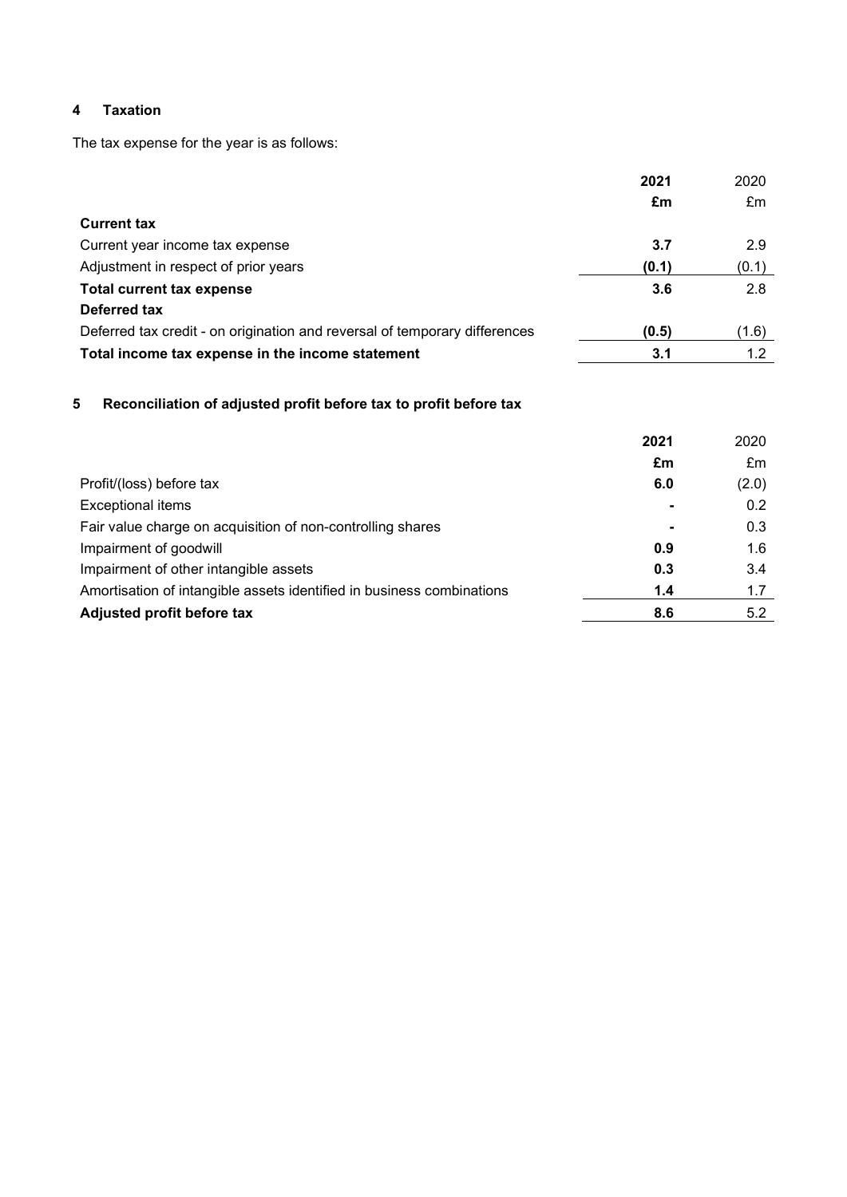## 4 Taxation

The tax expense for the year is as follows:

| | 2021 | 2020 |
|---|---|---|
| | £m | £m |
| **Current tax** | | |
| Current year income tax expense | **3.7** | 2.9 |
| Adjustment in respect of prior years | **(0.1)** | (0.1) |
| **Total current tax expense** | **3.6** | 2.8 |
| **Deferred tax** | | |
| Deferred tax credit - on origination and reversal of temporary differences | **(0.5)** | (1.6) |
| **Total income tax expense in the income statement** | **3.1** | 1.2 |

## 5 Reconciliation of adjusted profit before tax to profit before tax

| | 2021 | 2020 |
|---|---|---|
| | £m | £m |
| Profit/(loss) before tax | **6.0** | (2.0) |
| Exceptional items | **-** | 0.2 |
| Fair value charge on acquisition of non-controlling shares | **-** | 0.3 |
| Impairment of goodwill | **0.9** | 1.6 |
| Impairment of other intangible assets | **0.3** | 3.4 |
| Amortisation of intangible assets identified in business combinations | **1.4** | 1.7 |
| **Adjusted profit before tax** | **8.6** | 5.2 |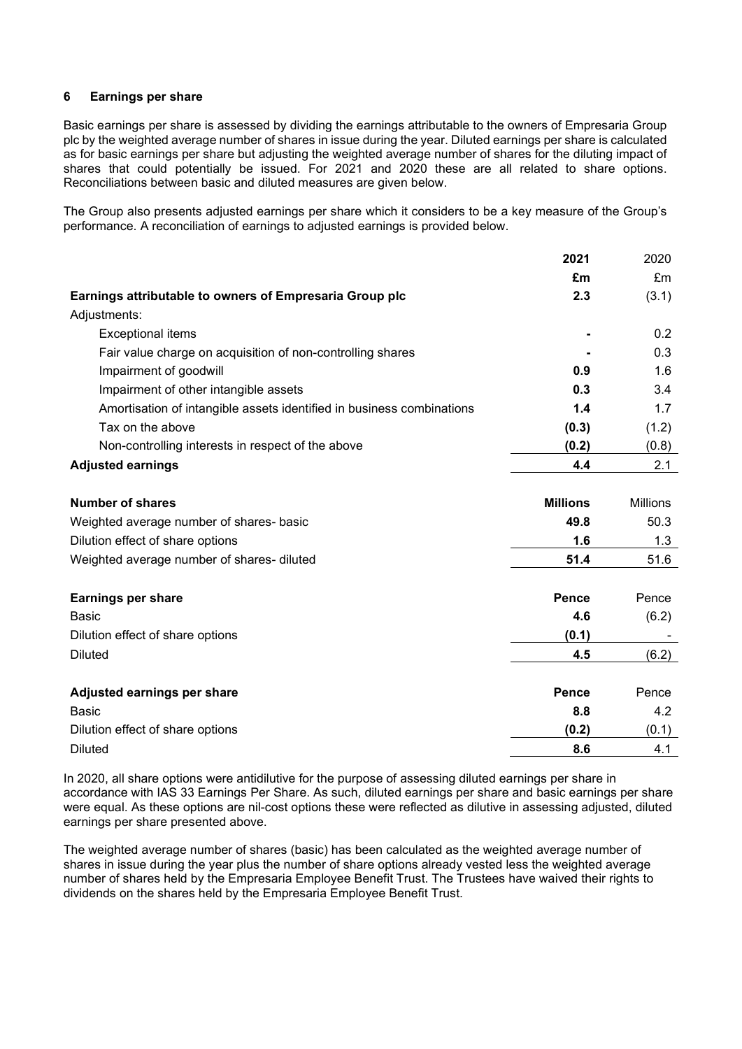## 6 Earnings per share

Basic earnings per share is assessed by dividing the earnings attributable to the owners of Empresaria Group plc by the weighted average number of shares in issue during the year. Diluted earnings per share is calculated as for basic earnings per share but adjusting the weighted average number of shares for the diluting impact of shares that could potentially be issued. For 2021 and 2020 these are all related to share options. Reconciliations between basic and diluted measures are given below.

The Group also presents adjusted earnings per share which it considers to be a key measure of the Group's performance. A reconciliation of earnings to adjusted earnings is provided below.

| | **2021** | 2020 |
|---|---|---|
| | **£m** | £m |
| **Earnings attributable to owners of Empresaria Group plc** | **2.3** | (3.1) |
| Adjustments: | | |
| Exceptional items | **-** | 0.2 |
| Fair value charge on acquisition of non-controlling shares | **-** | 0.3 |
| Impairment of goodwill | **0.9** | 1.6 |
| Impairment of other intangible assets | **0.3** | 3.4 |
| Amortisation of intangible assets identified in business combinations | **1.4** | 1.7 |
| Tax on the above | **(0.3)** | (1.2) |
| Non-controlling interests in respect of the above | **(0.2)** | (0.8) |
| **Adjusted earnings** | **4.4** | 2.1 |
| | | |
| **Number of shares** | **Millions** | Millions |
| Weighted average number of shares- basic | **49.8** | 50.3 |
| Dilution effect of share options | **1.6** | 1.3 |
| Weighted average number of shares- diluted | **51.4** | 51.6 |
| | | |
| **Earnings per share** | **Pence** | Pence |
| Basic | **4.6** | (6.2) |
| Dilution effect of share options | **(0.1)** | - |
| Diluted | **4.5** | (6.2) |
| | | |
| **Adjusted earnings per share** | **Pence** | Pence |
| Basic | **8.8** | 4.2 |
| Dilution effect of share options | **(0.2)** | (0.1) |
| Diluted | **8.6** | 4.1 |

In 2020, all share options were antidilutive for the purpose of assessing diluted earnings per share in accordance with IAS 33 Earnings Per Share. As such, diluted earnings per share and basic earnings per share were equal. As these options are nil-cost options these were reflected as dilutive in assessing adjusted, diluted earnings per share presented above.

The weighted average number of shares (basic) has been calculated as the weighted average number of shares in issue during the year plus the number of share options already vested less the weighted average number of shares held by the Empresaria Employee Benefit Trust. The Trustees have waived their rights to dividends on the shares held by the Empresaria Employee Benefit Trust.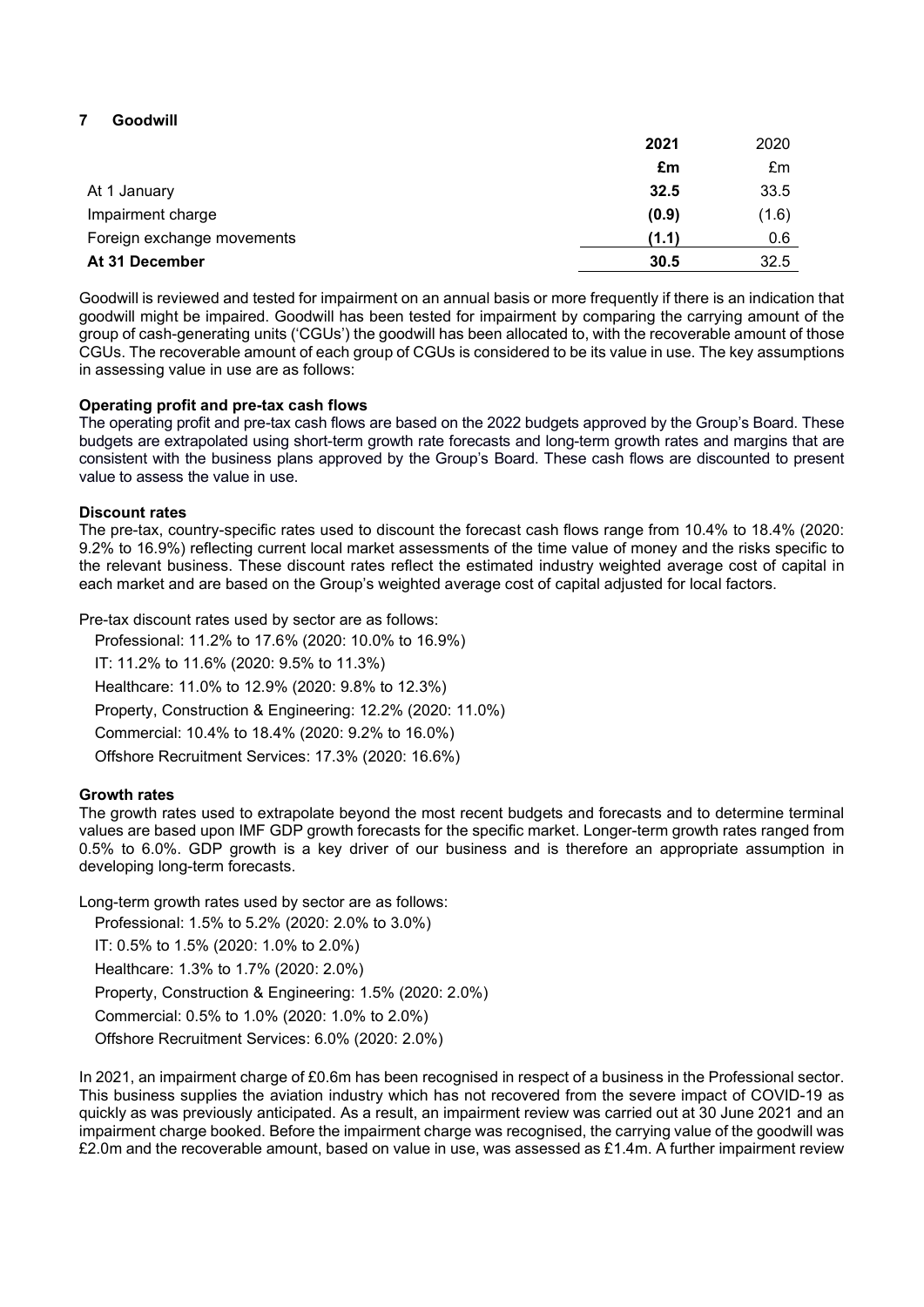## 7 Goodwill

| | 2021 | 2020 |
|---|---|---|
| | **£m** | £m |
| At 1 January | **32.5** | 33.5 |
| Impairment charge | **(0.9)** | (1.6) |
| Foreign exchange movements | **(1.1)** | 0.6 |
| **At 31 December** | **30.5** | 32.5 |

Goodwill is reviewed and tested for impairment on an annual basis or more frequently if there is an indication that goodwill might be impaired. Goodwill has been tested for impairment by comparing the carrying amount of the group of cash-generating units ('CGUs') the goodwill has been allocated to, with the recoverable amount of those CGUs. The recoverable amount of each group of CGUs is considered to be its value in use. The key assumptions in assessing value in use are as follows:

**Operating profit and pre-tax cash flows**

The operating profit and pre-tax cash flows are based on the 2022 budgets approved by the Group's Board. These budgets are extrapolated using short-term growth rate forecasts and long-term growth rates and margins that are consistent with the business plans approved by the Group's Board. These cash flows are discounted to present value to assess the value in use.

**Discount rates**

The pre-tax, country-specific rates used to discount the forecast cash flows range from 10.4% to 18.4% (2020: 9.2% to 16.9%) reflecting current local market assessments of the time value of money and the risks specific to the relevant business. These discount rates reflect the estimated industry weighted average cost of capital in each market and are based on the Group's weighted average cost of capital adjusted for local factors.

Pre-tax discount rates used by sector are as follows:

Professional: 11.2% to 17.6% (2020: 10.0% to 16.9%)
IT: 11.2% to 11.6% (2020: 9.5% to 11.3%)
Healthcare: 11.0% to 12.9% (2020: 9.8% to 12.3%)
Property, Construction & Engineering: 12.2% (2020: 11.0%)
Commercial: 10.4% to 18.4% (2020: 9.2% to 16.0%)
Offshore Recruitment Services: 17.3% (2020: 16.6%)

**Growth rates**

The growth rates used to extrapolate beyond the most recent budgets and forecasts and to determine terminal values are based upon IMF GDP growth forecasts for the specific market. Longer-term growth rates ranged from 0.5% to 6.0%. GDP growth is a key driver of our business and is therefore an appropriate assumption in developing long-term forecasts.

Long-term growth rates used by sector are as follows:

Professional: 1.5% to 5.2% (2020: 2.0% to 3.0%)
IT: 0.5% to 1.5% (2020: 1.0% to 2.0%)
Healthcare: 1.3% to 1.7% (2020: 2.0%)
Property, Construction & Engineering: 1.5% (2020: 2.0%)
Commercial: 0.5% to 1.0% (2020: 1.0% to 2.0%)
Offshore Recruitment Services: 6.0% (2020: 2.0%)

In 2021, an impairment charge of £0.6m has been recognised in respect of a business in the Professional sector. This business supplies the aviation industry which has not recovered from the severe impact of COVID-19 as quickly as was previously anticipated. As a result, an impairment review was carried out at 30 June 2021 and an impairment charge booked. Before the impairment charge was recognised, the carrying value of the goodwill was £2.0m and the recoverable amount, based on value in use, was assessed as £1.4m. A further impairment review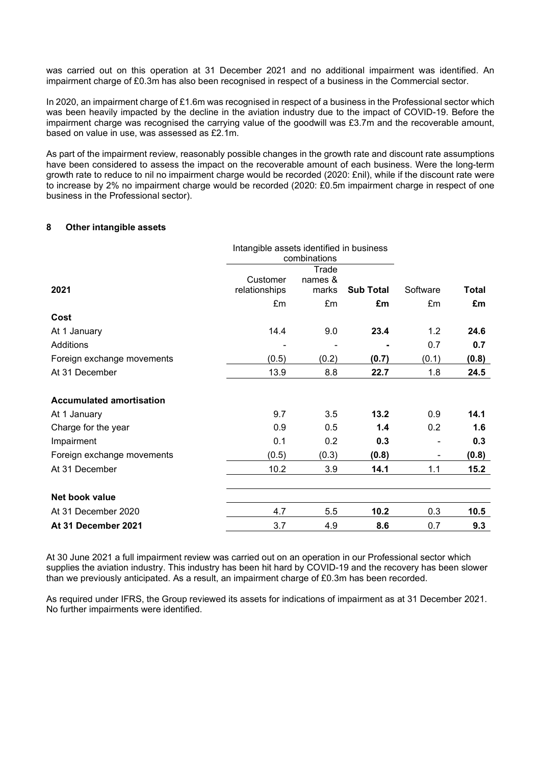was carried out on this operation at 31 December 2021 and no additional impairment was identified. An impairment charge of £0.3m has also been recognised in respect of a business in the Commercial sector.

In 2020, an impairment charge of £1.6m was recognised in respect of a business in the Professional sector which was been heavily impacted by the decline in the aviation industry due to the impact of COVID-19. Before the impairment charge was recognised the carrying value of the goodwill was £3.7m and the recoverable amount, based on value in use, was assessed as £2.1m.

As part of the impairment review, reasonably possible changes in the growth rate and discount rate assumptions have been considered to assess the impact on the recoverable amount of each business. Were the long-term growth rate to reduce to nil no impairment charge would be recorded (2020: £nil), while if the discount rate were to increase by 2% no impairment charge would be recorded (2020: £0.5m impairment charge in respect of one business in the Professional sector).

### 8 Other intangible assets

| | Intangible assets identified in business combinations | | | | |
|---|---|---|---|---|---|
| **2021** | Customer relationships | Trade names & marks | **Sub Total** | Software | **Total** |
| | £m | £m | **£m** | £m | **£m** |
| **Cost** | | | | | |
| At 1 January | 14.4 | 9.0 | **23.4** | 1.2 | **24.6** |
| Additions | - | - | **-** | 0.7 | **0.7** |
| Foreign exchange movements | (0.5) | (0.2) | **(0.7)** | (0.1) | **(0.8)** |
| At 31 December | 13.9 | 8.8 | **22.7** | 1.8 | **24.5** |
| **Accumulated amortisation** | | | | | |
| At 1 January | 9.7 | 3.5 | **13.2** | 0.9 | **14.1** |
| Charge for the year | 0.9 | 0.5 | **1.4** | 0.2 | **1.6** |
| Impairment | 0.1 | 0.2 | **0.3** | - | **0.3** |
| Foreign exchange movements | (0.5) | (0.3) | **(0.8)** | - | **(0.8)** |
| At 31 December | 10.2 | 3.9 | **14.1** | 1.1 | **15.2** |
| **Net book value** | | | | | |
| At 31 December 2020 | 4.7 | 5.5 | **10.2** | 0.3 | **10.5** |
| **At 31 December 2021** | 3.7 | 4.9 | **8.6** | 0.7 | **9.3** |

At 30 June 2021 a full impairment review was carried out on an operation in our Professional sector which supplies the aviation industry. This industry has been hit hard by COVID-19 and the recovery has been slower than we previously anticipated. As a result, an impairment charge of £0.3m has been recorded.

As required under IFRS, the Group reviewed its assets for indications of impairment as at 31 December 2021. No further impairments were identified.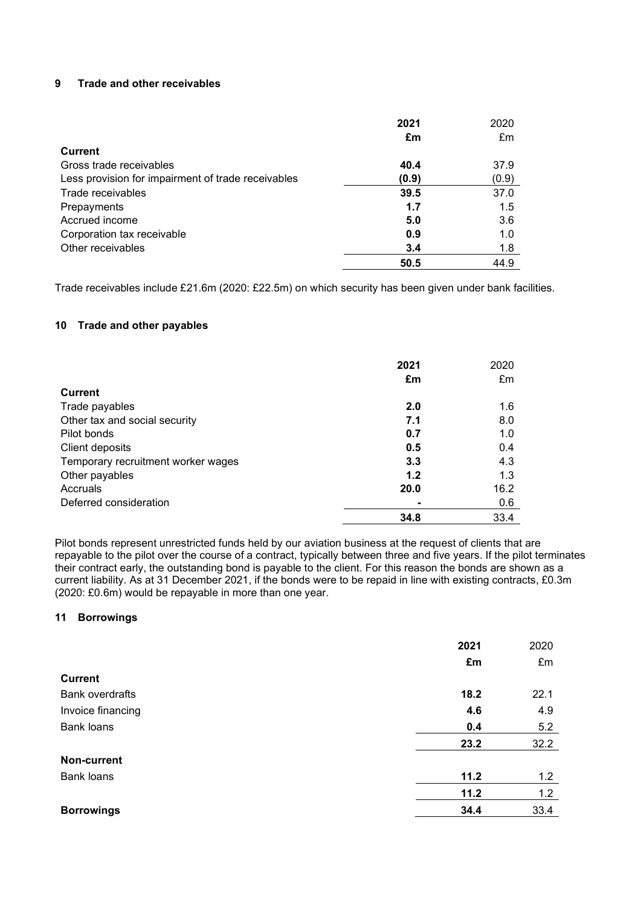## 9 Trade and other receivables

| | 2021 | 2020 |
|---|---|---|
| | £m | £m |
| **Current** | | |
| Gross trade receivables | **40.4** | 37.9 |
| Less provision for impairment of trade receivables | **(0.9)** | (0.9) |
| Trade receivables | **39.5** | 37.0 |
| Prepayments | **1.7** | 1.5 |
| Accrued income | **5.0** | 3.6 |
| Corporation tax receivable | **0.9** | 1.0 |
| Other receivables | **3.4** | 1.8 |
| | **50.5** | 44.9 |

Trade receivables include £21.6m (2020: £22.5m) on which security has been given under bank facilities.

## 10 Trade and other payables

| | 2021 | 2020 |
|---|---|---|
| | £m | £m |
| **Current** | | |
| Trade payables | **2.0** | 1.6 |
| Other tax and social security | **7.1** | 8.0 |
| Pilot bonds | **0.7** | 1.0 |
| Client deposits | **0.5** | 0.4 |
| Temporary recruitment worker wages | **3.3** | 4.3 |
| Other payables | **1.2** | 1.3 |
| Accruals | **20.0** | 16.2 |
| Deferred consideration | **-** | 0.6 |
| | **34.8** | 33.4 |

Pilot bonds represent unrestricted funds held by our aviation business at the request of clients that are repayable to the pilot over the course of a contract, typically between three and five years. If the pilot terminates their contract early, the outstanding bond is payable to the client. For this reason the bonds are shown as a current liability. As at 31 December 2021, if the bonds were to be repaid in line with existing contracts, £0.3m (2020: £0.6m) would be repayable in more than one year.

## 11 Borrowings

| | 2021 | 2020 |
|---|---|---|
| | £m | £m |
| **Current** | | |
| Bank overdrafts | **18.2** | 22.1 |
| Invoice financing | **4.6** | 4.9 |
| Bank loans | **0.4** | 5.2 |
| | **23.2** | 32.2 |
| **Non-current** | | |
| Bank loans | **11.2** | 1.2 |
| | **11.2** | 1.2 |
| **Borrowings** | **34.4** | 33.4 |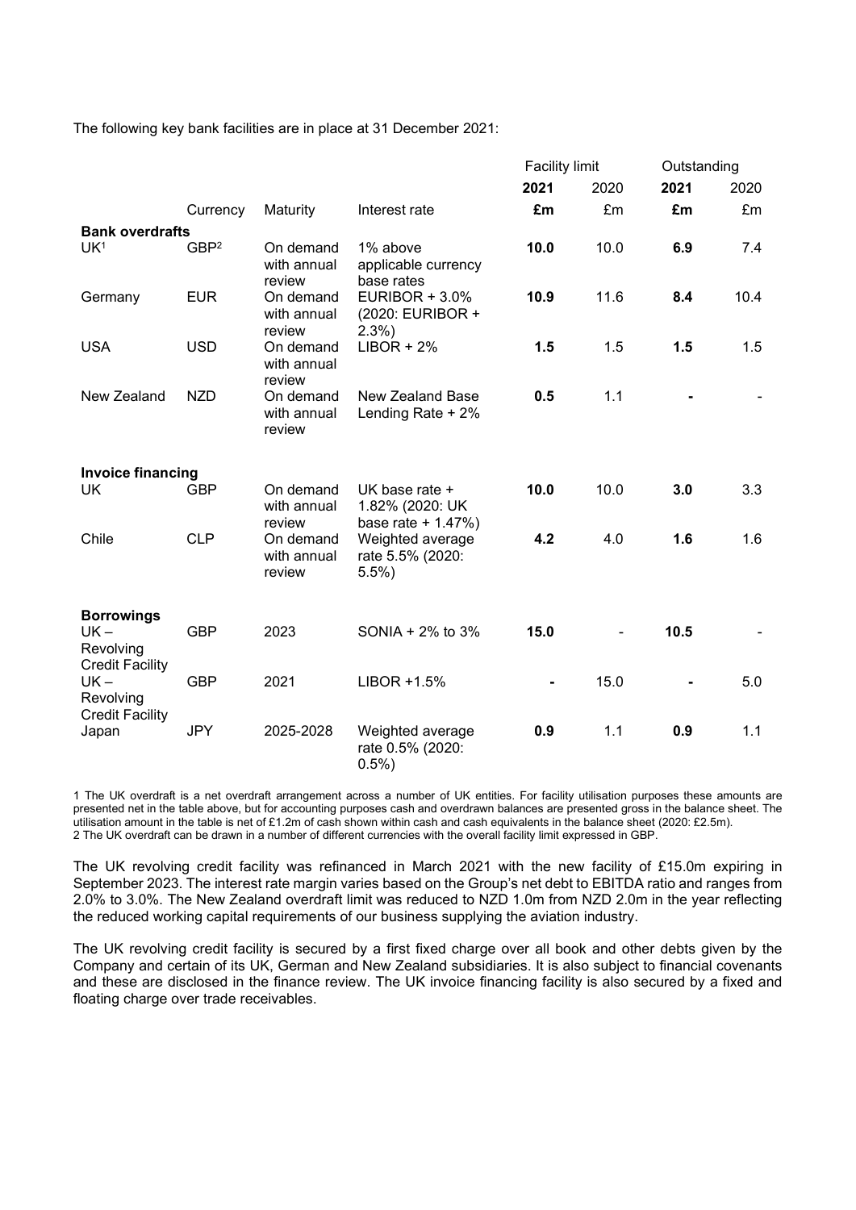The following key bank facilities are in place at 31 December 2021:

| | | | | Facility limit | | Outstanding | |
|---|---|---|---|---|---|---|---|
| | | | | **2021** | 2020 | **2021** | 2020 |
| | Currency | Maturity | Interest rate | **£m** | £m | **£m** | £m |
| **Bank overdrafts** | | | | | | | |
| UK[1] | GBP[2] | On demand with annual review | 1% above applicable currency base rates | **10.0** | 10.0 | **6.9** | 7.4 |
| Germany | EUR | On demand with annual review | EURIBOR + 3.0% (2020: EURIBOR + 2.3%) | **10.9** | 11.6 | **8.4** | 10.4 |
| USA | USD | On demand with annual review | LIBOR + 2% | **1.5** | 1.5 | **1.5** | 1.5 |
| New Zealand | NZD | On demand with annual review | New Zealand Base Lending Rate + 2% | **0.5** | 1.1 | **-** | - |
| **Invoice financing** | | | | | | | |
| UK | GBP | On demand with annual review | UK base rate + 1.82% (2020: UK base rate + 1.47%) | **10.0** | 10.0 | **3.0** | 3.3 |
| Chile | CLP | On demand with annual review | Weighted average rate 5.5% (2020: 5.5%) | **4.2** | 4.0 | **1.6** | 1.6 |
| **Borrowings** | | | | | | | |
| UK – Revolving Credit Facility | GBP | 2023 | SONIA + 2% to 3% | **15.0** | - | **10.5** | - |
| UK – Revolving Credit Facility | GBP | 2021 | LIBOR +1.5% | **-** | 15.0 | **-** | 5.0 |
| Japan | JPY | 2025-2028 | Weighted average rate 0.5% (2020: 0.5%) | **0.9** | 1.1 | **0.9** | 1.1 |

1 The UK overdraft is a net overdraft arrangement across a number of UK entities. For facility utilisation purposes these amounts are presented net in the table above, but for accounting purposes cash and overdrawn balances are presented gross in the balance sheet. The utilisation amount in the table is net of £1.2m of cash shown within cash and cash equivalents in the balance sheet (2020: £2.5m).
2 The UK overdraft can be drawn in a number of different currencies with the overall facility limit expressed in GBP.

The UK revolving credit facility was refinanced in March 2021 with the new facility of £15.0m expiring in September 2023. The interest rate margin varies based on the Group's net debt to EBITDA ratio and ranges from 2.0% to 3.0%. The New Zealand overdraft limit was reduced to NZD 1.0m from NZD 2.0m in the year reflecting the reduced working capital requirements of our business supplying the aviation industry.

The UK revolving credit facility is secured by a first fixed charge over all book and other debts given by the Company and certain of its UK, German and New Zealand subsidiaries. It is also subject to financial covenants and these are disclosed in the finance review. The UK invoice financing facility is also secured by a fixed and floating charge over trade receivables.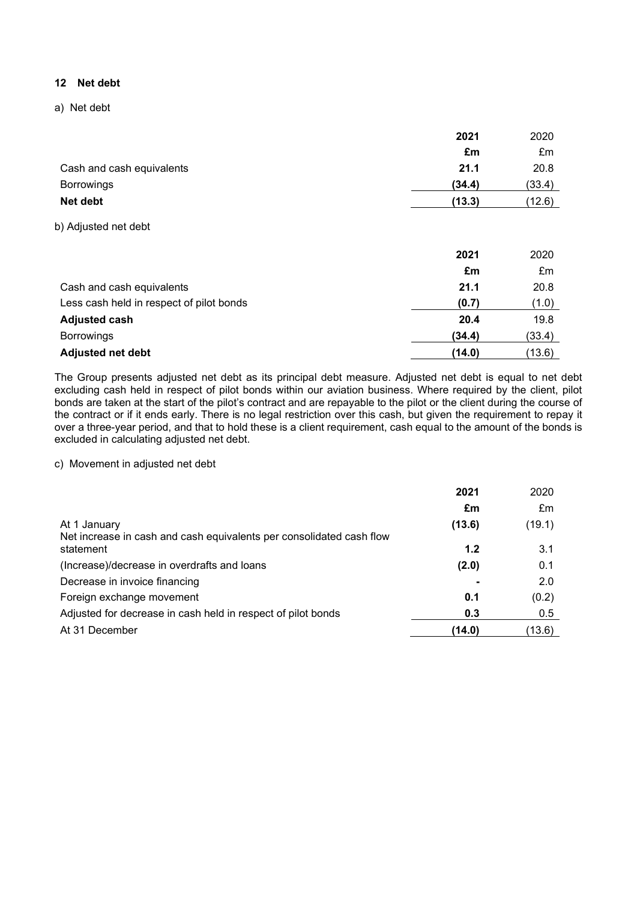## 12 Net debt

a) Net debt

| | **2021** | 2020 |
|---|---|---|
| | **£m** | £m |
| Cash and cash equivalents | **21.1** | 20.8 |
| Borrowings | **(34.4)** | (33.4) |
| **Net debt** | **(13.3)** | (12.6) |

b) Adjusted net debt

| | **2021** | 2020 |
|---|---|---|
| | **£m** | £m |
| Cash and cash equivalents | **21.1** | 20.8 |
| Less cash held in respect of pilot bonds | **(0.7)** | (1.0) |
| **Adjusted cash** | **20.4** | 19.8 |
| Borrowings | **(34.4)** | (33.4) |
| **Adjusted net debt** | **(14.0)** | (13.6) |

The Group presents adjusted net debt as its principal debt measure. Adjusted net debt is equal to net debt excluding cash held in respect of pilot bonds within our aviation business. Where required by the client, pilot bonds are taken at the start of the pilot's contract and are repayable to the pilot or the client during the course of the contract or if it ends early. There is no legal restriction over this cash, but given the requirement to repay it over a three-year period, and that to hold these is a client requirement, cash equal to the amount of the bonds is excluded in calculating adjusted net debt.

c) Movement in adjusted net debt

| | **2021** | 2020 |
|---|---|---|
| | **£m** | £m |
| At 1 January | **(13.6)** | (19.1) |
| Net increase in cash and cash equivalents per consolidated cash flow statement | **1.2** | 3.1 |
| (Increase)/decrease in overdrafts and loans | **(2.0)** | 0.1 |
| Decrease in invoice financing | **-** | 2.0 |
| Foreign exchange movement | **0.1** | (0.2) |
| Adjusted for decrease in cash held in respect of pilot bonds | **0.3** | 0.5 |
| At 31 December | **(14.0)** | (13.6) |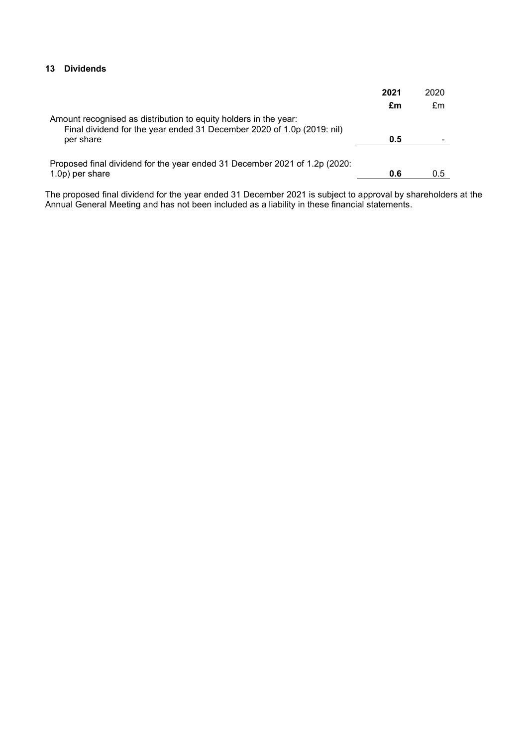### 13 Dividends

| | 2021 | 2020 |
|---|---|---|
| | **£m** | £m |
| Amount recognised as distribution to equity holders in the year: | | |
| Final dividend for the year ended 31 December 2020 of 1.0p (2019: nil) per share | **0.5** | - |
| Proposed final dividend for the year ended 31 December 2021 of 1.2p (2020: 1.0p) per share | **0.6** | 0.5 |

The proposed final dividend for the year ended 31 December 2021 is subject to approval by shareholders at the Annual General Meeting and has not been included as a liability in these financial statements.